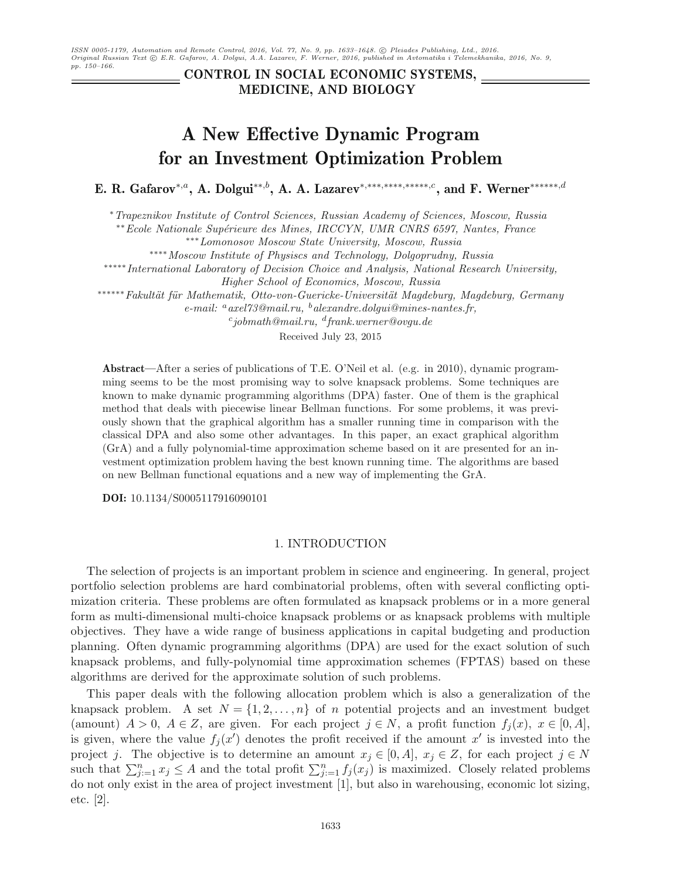CONTROL IN SOCIAL ECONOMIC SYSTEMS, MEDICINE, AND BIOLOGY

# A New Effective Dynamic Program for an Investment Optimization Problem

**E. R. Gafarov**[*,a], **A. Dolgui**[**,b], **A. A. Lazarev**[*,***,****,*****,c], **and F. Werner**[******,d]

[*] *Trapeznikov Institute of Control Sciences, Russian Academy of Sciences, Moscow, Russia*

[**] *Ecole Nationale Supérieure des Mines, IRCCYN, UMR CNRS 6597, Nantes, France*

[***] *Lomonosov Moscow State University, Moscow, Russia*

[****] *Moscow Institute of Physiscs and Technology, Dolgoprudny, Russia*

[*****] *International Laboratory of Decision Choice and Analysis, National Research University, Higher School of Economics, Moscow, Russia*

[******] *Fakultät für Mathematik, Otto-von-Guericke-Universität Magdeburg, Magdeburg, Germany*

*e-mail:* [a] *axel73@mail.ru,* [b] *alexandre.dolgui@mines-nantes.fr,* [c] *jobmath@mail.ru,* [d] *frank.werner@ovgu.de*

Received July 23, 2015

**Abstract**—After a series of publications of T.E. O'Neil et al. (e.g. in 2010), dynamic programming seems to be the most promising way to solve knapsack problems. Some techniques are known to make dynamic programming algorithms (DPA) faster. One of them is the graphical method that deals with piecewise linear Bellman functions. For some problems, it was previously shown that the graphical algorithm has a smaller running time in comparison with the classical DPA and also some other advantages. In this paper, an exact graphical algorithm (GrA) and a fully polynomial-time approximation scheme based on it are presented for an investment optimization problem having the best known running time. The algorithms are based on new Bellman functional equations and a new way of implementing the GrA.

**DOI:** 10.1134/S0005117916090101

## 1. INTRODUCTION

The selection of projects is an important problem in science and engineering. In general, project portfolio selection problems are hard combinatorial problems, often with several conflicting optimization criteria. These problems are often formulated as knapsack problems or in a more general form as multi-dimensional multi-choice knapsack problems or as knapsack problems with multiple objectives. They have a wide range of business applications in capital budgeting and production planning. Often dynamic programming algorithms (DPA) are used for the exact solution of such knapsack problems, and fully-polynomial time approximation schemes (FPTAS) based on these algorithms are derived for the approximate solution of such problems.

This paper deals with the following allocation problem which is also a generalization of the knapsack problem. A set $N = \{1, 2, \ldots, n\}$ of $n$ potential projects and an investment budget (amount) $A > 0$, $A \in Z$, are given. For each project $j \in N$, a profit function $f_j(x)$, $x \in [0, A]$, is given, where the value $f_j(x')$ denotes the profit received if the amount $x'$ is invested into the project $j$. The objective is to determine an amount $x_j \in [0, A]$, $x_j \in Z$, for each project $j \in N$ such that $\sum_{j:=1}^{n} x_j \leq A$ and the total profit $\sum_{j:=1}^{n} f_j(x_j)$ is maximized. Closely related problems do not only exist in the area of project investment [1], but also in warehousing, economic lot sizing, etc. [2].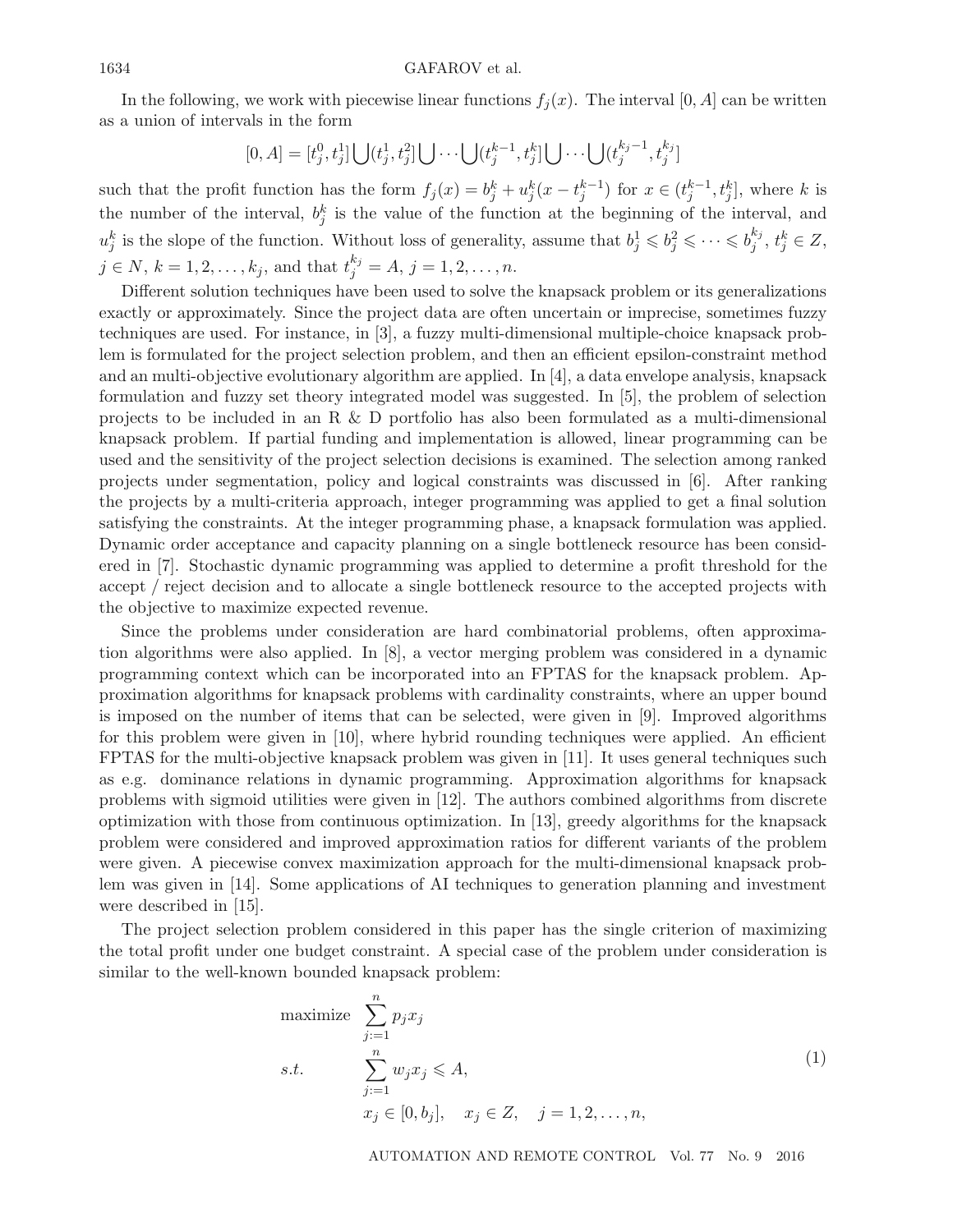In the following, we work with piecewise linear functions $f_j(x)$. The interval $[0, A]$ can be written as a union of intervals in the form

$$[0, A] = [t_j^0, t_j^1] \bigcup (t_j^1, t_j^2] \bigcup \cdots \bigcup (t_j^{k-1}, t_j^k] \bigcup \cdots \bigcup (t_j^{k_j - 1}, t_j^{k_j}]$$

such that the profit function has the form $f_j(x) = b_j^k + u_j^k(x - t_j^{k-1})$ for $x \in (t_j^{k-1}, t_j^k]$, where $k$ is the number of the interval, $b_j^k$ is the value of the function at the beginning of the interval, and $u_j^k$ is the slope of the function. Without loss of generality, assume that $b_j^1 \leqslant b_j^2 \leqslant \cdots \leqslant b_j^{k_j}$, $t_j^k \in Z$, $j \in N$, $k = 1, 2, \ldots, k_j$, and that $t_j^{k_j} = A$, $j = 1, 2, \ldots, n$.

Different solution techniques have been used to solve the knapsack problem or its generalizations exactly or approximately. Since the project data are often uncertain or imprecise, sometimes fuzzy techniques are used. For instance, in [3], a fuzzy multi-dimensional multiple-choice knapsack problem is formulated for the project selection problem, and then an efficient epsilon-constraint method and an multi-objective evolutionary algorithm are applied. In [4], a data envelope analysis, knapsack formulation and fuzzy set theory integrated model was suggested. In [5], the problem of selection projects to be included in an R & D portfolio has also been formulated as a multi-dimensional knapsack problem. If partial funding and implementation is allowed, linear programming can be used and the sensitivity of the project selection decisions is examined. The selection among ranked projects under segmentation, policy and logical constraints was discussed in [6]. After ranking the projects by a multi-criteria approach, integer programming was applied to get a final solution satisfying the constraints. At the integer programming phase, a knapsack formulation was applied. Dynamic order acceptance and capacity planning on a single bottleneck resource has been considered in [7]. Stochastic dynamic programming was applied to determine a profit threshold for the accept / reject decision and to allocate a single bottleneck resource to the accepted projects with the objective to maximize expected revenue.

Since the problems under consideration are hard combinatorial problems, often approximation algorithms were also applied. In [8], a vector merging problem was considered in a dynamic programming context which can be incorporated into an FPTAS for the knapsack problem. Approximation algorithms for knapsack problems with cardinality constraints, where an upper bound is imposed on the number of items that can be selected, were given in [9]. Improved algorithms for this problem were given in [10], where hybrid rounding techniques were applied. An efficient FPTAS for the multi-objective knapsack problem was given in [11]. It uses general techniques such as e.g. dominance relations in dynamic programming. Approximation algorithms for knapsack problems with sigmoid utilities were given in [12]. The authors combined algorithms from discrete optimization with those from continuous optimization. In [13], greedy algorithms for the knapsack problem were considered and improved approximation ratios for different variants of the problem were given. A piecewise convex maximization approach for the multi-dimensional knapsack problem was given in [14]. Some applications of AI techniques to generation planning and investment were described in [15].

The project selection problem considered in this paper has the single criterion of maximizing the total profit under one budget constraint. A special case of the problem under consideration is similar to the well-known bounded knapsack problem:

$$\begin{aligned}
\text{maximize} \quad & \sum_{j:=1}^{n} p_j x_j \\
s.t. \quad & \sum_{j:=1}^{n} w_j x_j \leqslant A, \\
& x_j \in [0, b_j], \quad x_j \in Z, \quad j = 1, 2, \ldots, n,
\end{aligned} \tag{1}$$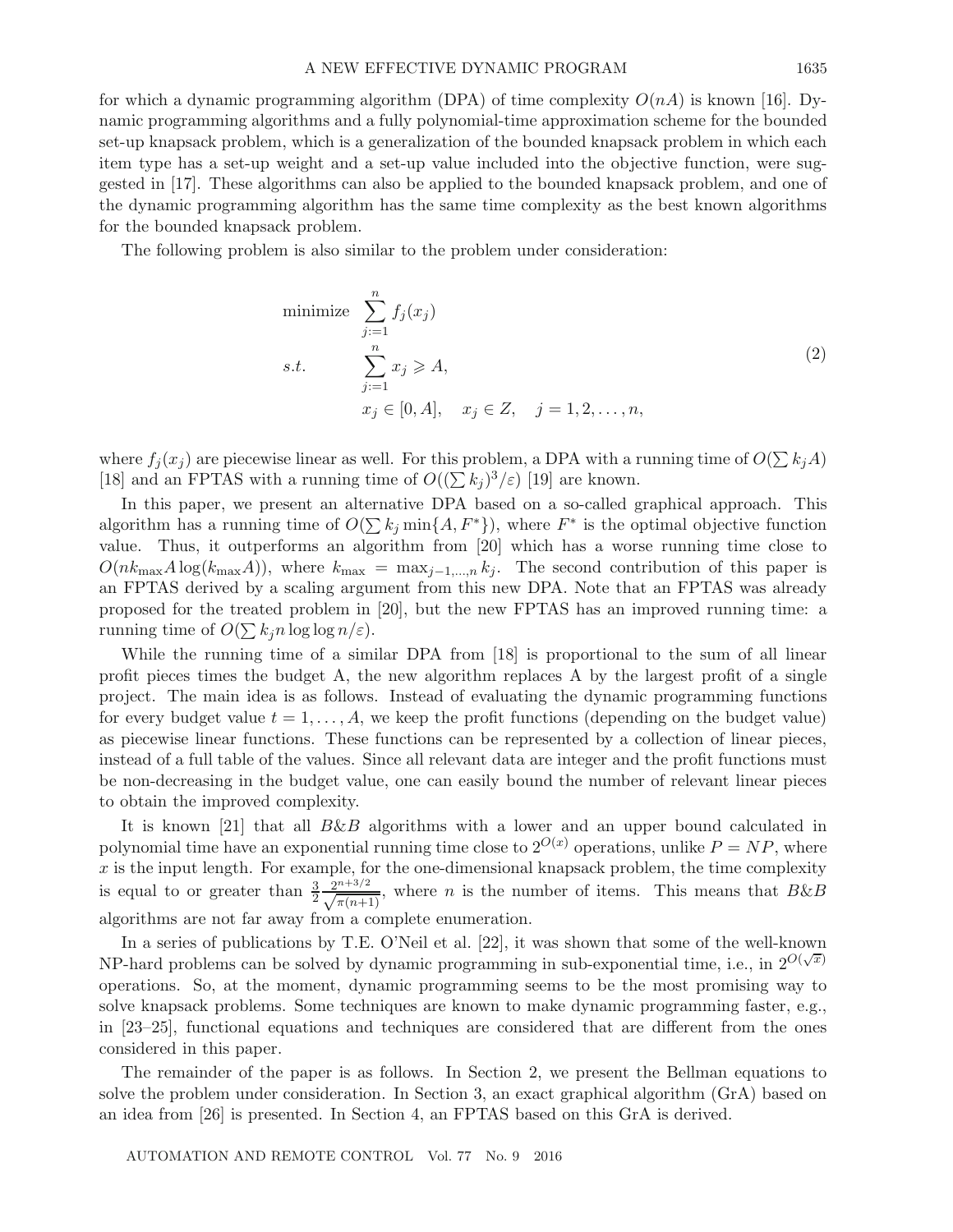for which a dynamic programming algorithm (DPA) of time complexity $O(nA)$ is known [16]. Dynamic programming algorithms and a fully polynomial-time approximation scheme for the bounded set-up knapsack problem, which is a generalization of the bounded knapsack problem in which each item type has a set-up weight and a set-up value included into the objective function, were suggested in [17]. These algorithms can also be applied to the bounded knapsack problem, and one of the dynamic programming algorithm has the same time complexity as the best known algorithms for the bounded knapsack problem.

The following problem is also similar to the problem under consideration:

$$
\begin{aligned}
\text{minimize} \quad & \sum_{j:=1}^{n} f_j(x_j) \\
s.t. \quad & \sum_{j:=1}^{n} x_j \geqslant A, \\
& x_j \in [0, A], \quad x_j \in Z, \quad j = 1, 2, \ldots, n,
\end{aligned}
\tag{2}
$$

where $f_j(x_j)$ are piecewise linear as well. For this problem, a DPA with a running time of $O(\sum k_j A)$ [18] and an FPTAS with a running time of $O((\sum k_j)^3/\varepsilon)$ [19] are known.

In this paper, we present an alternative DPA based on a so-called graphical approach. This algorithm has a running time of $O(\sum k_j \min\{A, F^*\})$, where $F^*$ is the optimal objective function value. Thus, it outperforms an algorithm from [20] which has a worse running time close to $O(nk_{\max} A \log(k_{\max} A))$, where $k_{\max} = \max_{j-1,\ldots,n} k_j$. The second contribution of this paper is an FPTAS derived by a scaling argument from this new DPA. Note that an FPTAS was already proposed for the treated problem in [20], but the new FPTAS has an improved running time: a running time of $O(\sum k_j n \log\log n/\varepsilon)$.

While the running time of a similar DPA from [18] is proportional to the sum of all linear profit pieces times the budget A, the new algorithm replaces A by the largest profit of a single project. The main idea is as follows. Instead of evaluating the dynamic programming functions for every budget value $t = 1, \ldots, A$, we keep the profit functions (depending on the budget value) as piecewise linear functions. These functions can be represented by a collection of linear pieces, instead of a full table of the values. Since all relevant data are integer and the profit functions must be non-decreasing in the budget value, one can easily bound the number of relevant linear pieces to obtain the improved complexity.

It is known [21] that all $B\&B$ algorithms with a lower and an upper bound calculated in polynomial time have an exponential running time close to $2^{O(x)}$ operations, unlike $P = NP$, where $x$ is the input length. For example, for the one-dimensional knapsack problem, the time complexity is equal to or greater than $\frac{3}{2}\frac{2^{n+3/2}}{\sqrt{\pi(n+1)}}$, where $n$ is the number of items. This means that $B\&B$ algorithms are not far away from a complete enumeration.

In a series of publications by T.E. O'Neil et al. [22], it was shown that some of the well-known NP-hard problems can be solved by dynamic programming in sub-exponential time, i.e., in $2^{O(\sqrt{x})}$ operations. So, at the moment, dynamic programming seems to be the most promising way to solve knapsack problems. Some techniques are known to make dynamic programming faster, e.g., in [23–25], functional equations and techniques are considered that are different from the ones considered in this paper.

The remainder of the paper is as follows. In Section 2, we present the Bellman equations to solve the problem under consideration. In Section 3, an exact graphical algorithm (GrA) based on an idea from [26] is presented. In Section 4, an FPTAS based on this GrA is derived.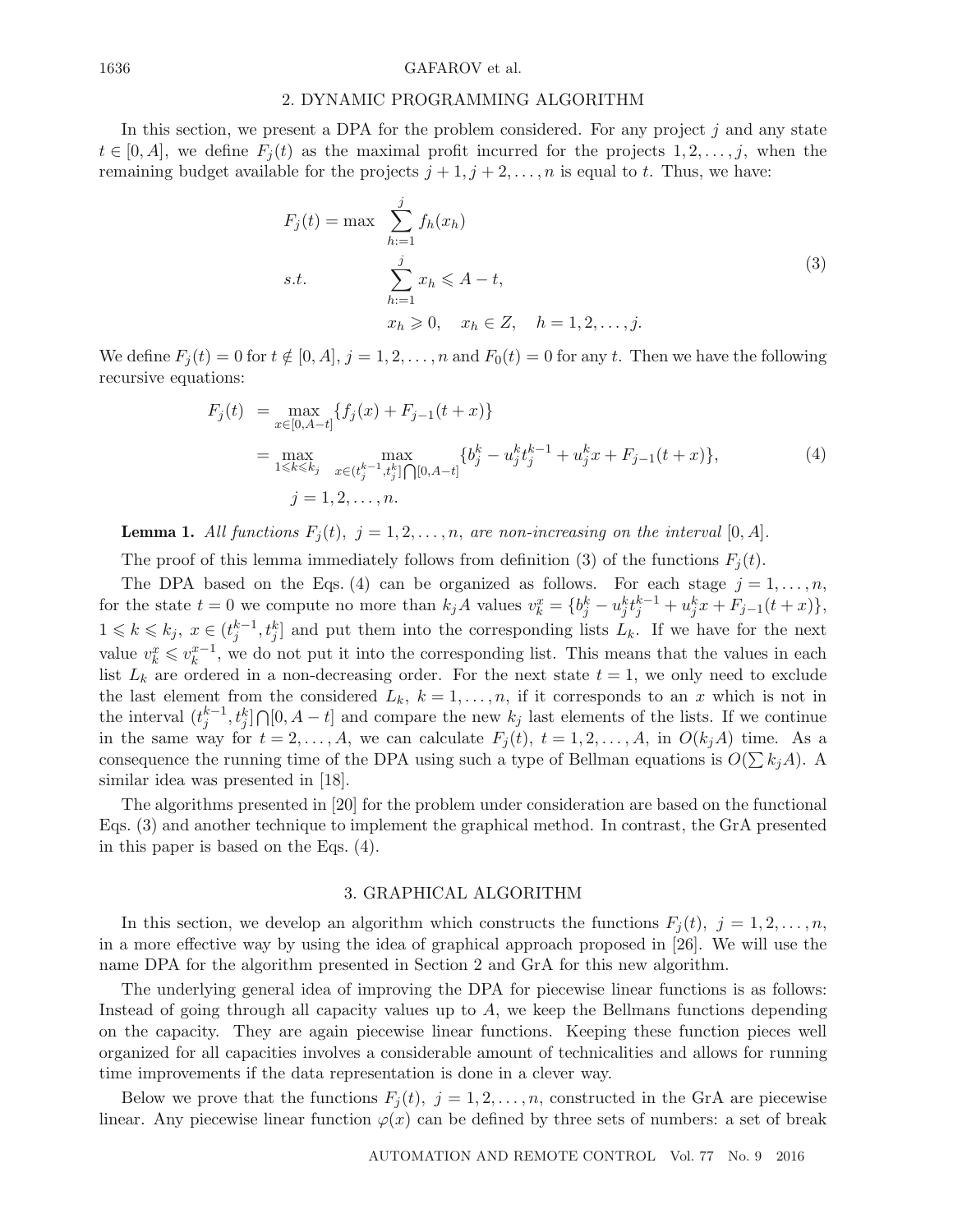## 2. DYNAMIC PROGRAMMING ALGORITHM

In this section, we present a DPA for the problem considered. For any project $j$ and any state $t \in [0, A]$, we define $F_j(t)$ as the maximal profit incurred for the projects $1, 2, \ldots, j$, when the remaining budget available for the projects $j+1, j+2, \ldots, n$ is equal to $t$. Thus, we have:

$$
\begin{aligned}
F_j(t) = \max \quad & \sum_{h:=1}^{j} f_h(x_h) \\
s.t. \quad & \sum_{h:=1}^{j} x_h \leqslant A - t, \\
& x_h \geqslant 0, \quad x_h \in Z, \quad h = 1, 2, \ldots, j.
\end{aligned} \tag{3}
$$

We define $F_j(t) = 0$ for $t \notin [0, A]$, $j = 1, 2, \ldots, n$ and $F_0(t) = 0$ for any $t$. Then we have the following recursive equations:

$$
\begin{aligned}
F_j(t) &= \max_{x \in [0, A-t]} \{f_j(x) + F_{j-1}(t+x)\} \\
&= \max_{1 \leqslant k \leqslant k_j} \max_{x \in (t_j^{k-1}, t_j^k] \bigcap [0, A-t]} \{b_j^k - u_j^k t_j^{k-1} + u_j^k x + F_{j-1}(t+x)\}, \\
& \quad j = 1, 2, \ldots, n.
\end{aligned} \tag{4}
$$

**Lemma 1.** *All functions $F_j(t)$, $j = 1, 2, \ldots, n$, are non-increasing on the interval $[0, A]$.*

The proof of this lemma immediately follows from definition (3) of the functions $F_j(t)$.

The DPA based on the Eqs. (4) can be organized as follows. For each stage $j = 1, \ldots, n$, for the state $t = 0$ we compute no more than $k_j A$ values $v_k^x = \{b_j^k - u_j^k t_j^{k-1} + u_j^k x + F_{j-1}(t+x)\}$, $1 \leqslant k \leqslant k_j$, $x \in (t_j^{k-1}, t_j^k]$ and put them into the corresponding lists $L_k$. If we have for the next value $v_k^x \leqslant v_k^{x-1}$, we do not put it into the corresponding list. This means that the values in each list $L_k$ are ordered in a non-decreasing order. For the next state $t = 1$, we only need to exclude the last element from the considered $L_k$, $k = 1, \ldots, n$, if it corresponds to an $x$ which is not in the interval $(t_j^{k-1}, t_j^k] \bigcap [0, A-t]$ and compare the new $k_j$ last elements of the lists. If we continue in the same way for $t = 2, \ldots, A$, we can calculate $F_j(t)$, $t = 1, 2, \ldots, A$, in $O(k_j A)$ time. As a consequence the running time of the DPA using such a type of Bellman equations is $O(\sum k_j A)$. A similar idea was presented in [18].

The algorithms presented in [20] for the problem under consideration are based on the functional Eqs. (3) and another technique to implement the graphical method. In contrast, the GrA presented in this paper is based on the Eqs. (4).

## 3. GRAPHICAL ALGORITHM

In this section, we develop an algorithm which constructs the functions $F_j(t)$, $j = 1, 2, \ldots, n$, in a more effective way by using the idea of graphical approach proposed in [26]. We will use the name DPA for the algorithm presented in Section 2 and GrA for this new algorithm.

The underlying general idea of improving the DPA for piecewise linear functions is as follows: Instead of going through all capacity values up to $A$, we keep the Bellmans functions depending on the capacity. They are again piecewise linear functions. Keeping these function pieces well organized for all capacities involves a considerable amount of technicalities and allows for running time improvements if the data representation is done in a clever way.

Below we prove that the functions $F_j(t)$, $j = 1, 2, \ldots, n$, constructed in the GrA are piecewise linear. Any piecewise linear function $\varphi(x)$ can be defined by three sets of numbers: a set of break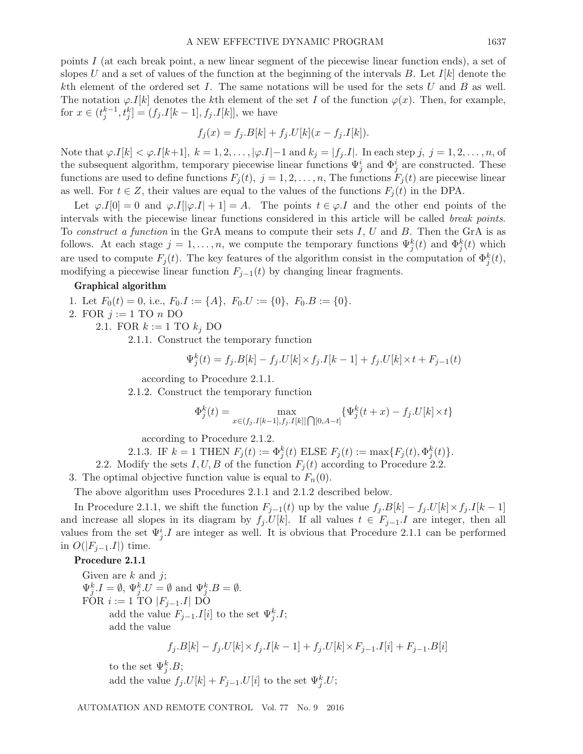points $I$ (at each break point, a new linear segment of the piecewise linear function ends), a set of slopes $U$ and a set of values of the function at the beginning of the intervals $B$. Let $I[k]$ denote the $k$th element of the ordered set $I$. The same notations will be used for the sets $U$ and $B$ as well. The notation $\varphi.I[k]$ denotes the $k$th element of the set $I$ of the function $\varphi(x)$. Then, for example, for $x \in (t_j^{k-1}, t_j^k] = (f_j.I[k-1], f_j.I[k]]$, we have

$$f_j(x) = f_j.B[k] + f_j.U[k](x - f_j.I[k]).$$

Note that $\varphi.I[k] < \varphi.I[k+1]$, $k = 1, 2, \ldots, |\varphi.I|-1$ and $k_j = |f_j.I|$. In each step $j$, $j = 1, 2, \ldots, n$, of the subsequent algorithm, temporary piecewise linear functions $\Psi_j^i$ and $\Phi_j^i$ are constructed. These functions are used to define functions $F_j(t)$, $j = 1, 2, \ldots, n$, The functions $F_j(t)$ are piecewise linear as well. For $t \in Z$, their values are equal to the values of the functions $F_j(t)$ in the DPA.

Let $\varphi.I[0] = 0$ and $\varphi.I[|\varphi.I| + 1] = A$. The points $t \in \varphi.I$ and the other end points of the intervals with the piecewise linear functions considered in this article will be called *break points*. To *construct a function* in the GrA means to compute their sets $I$, $U$ and $B$. Then the GrA is as follows. At each stage $j = 1, \ldots, n$, we compute the temporary functions $\Psi_j^k(t)$ and $\Phi_j^k(t)$ which are used to compute $F_j(t)$. The key features of the algorithm consist in the computation of $\Phi_j^k(t)$, modifying a piecewise linear function $F_{j-1}(t)$ by changing linear fragments.

**Graphical algorithm**

1. Let $F_0(t) = 0$, i.e., $F_0.I := \{A\}$, $F_0.U := \{0\}$, $F_0.B := \{0\}$.
2. FOR $j := 1$ TO $n$ DO
   - 2.1. FOR $k := 1$ TO $k_j$ DO
     - 2.1.1. Construct the temporary function
     $$\Psi_j^k(t) = f_j.B[k] - f_j.U[k] \times f_j.I[k-1] + f_j.U[k] \times t + F_{j-1}(t)$$
     according to Procedure 2.1.1.
     - 2.1.2. Construct the temporary function
     $$\Phi_j^k(t) = \max_{x \in (f_j.I[k-1], f_j.I[k]] \bigcap [0, A-t]} \{\Psi_j^k(t+x) - f_j.U[k] \times t\}$$
     according to Procedure 2.1.2.
     - 2.1.3. IF $k = 1$ THEN $F_j(t) := \Phi_j^k(t)$ ELSE $F_j(t) := \max\{F_j(t), \Phi_j^k(t)\}$.
   - 2.2. Modify the sets $I, U, B$ of the function $F_j(t)$ according to Procedure 2.2.
3. The optimal objective function value is equal to $F_n(0)$.

The above algorithm uses Procedures 2.1.1 and 2.1.2 described below.

In Procedure 2.1.1, we shift the function $F_{j-1}(t)$ up by the value $f_j.B[k] - f_j.U[k] \times f_j.I[k-1]$ and increase all slopes in its diagram by $f_j.U[k]$. If all values $t \in F_{j-1}.I$ are integer, then all values from the set $\Psi_j^i.I$ are integer as well. It is obvious that Procedure 2.1.1 can be performed in $O(|F_{j-1}.I|)$ time.

**Procedure 2.1.1**

Given are $k$ and $j$;
$\Psi_j^k.I = \emptyset$, $\Psi_j^k.U = \emptyset$ and $\Psi_j^k.B = \emptyset$.
FOR $i := 1$ TO $|F_{j-1}.I|$ DO
  add the value $F_{j-1}.I[i]$ to the set $\Psi_j^k.I$;
  add the value

$$f_j.B[k] - f_j.U[k] \times f_j.I[k-1] + f_j.U[k] \times F_{j-1}.I[i] + F_{j-1}.B[i]$$

  to the set $\Psi_j^k.B$;
  add the value $f_j.U[k] + F_{j-1}.U[i]$ to the set $\Psi_j^k.U$;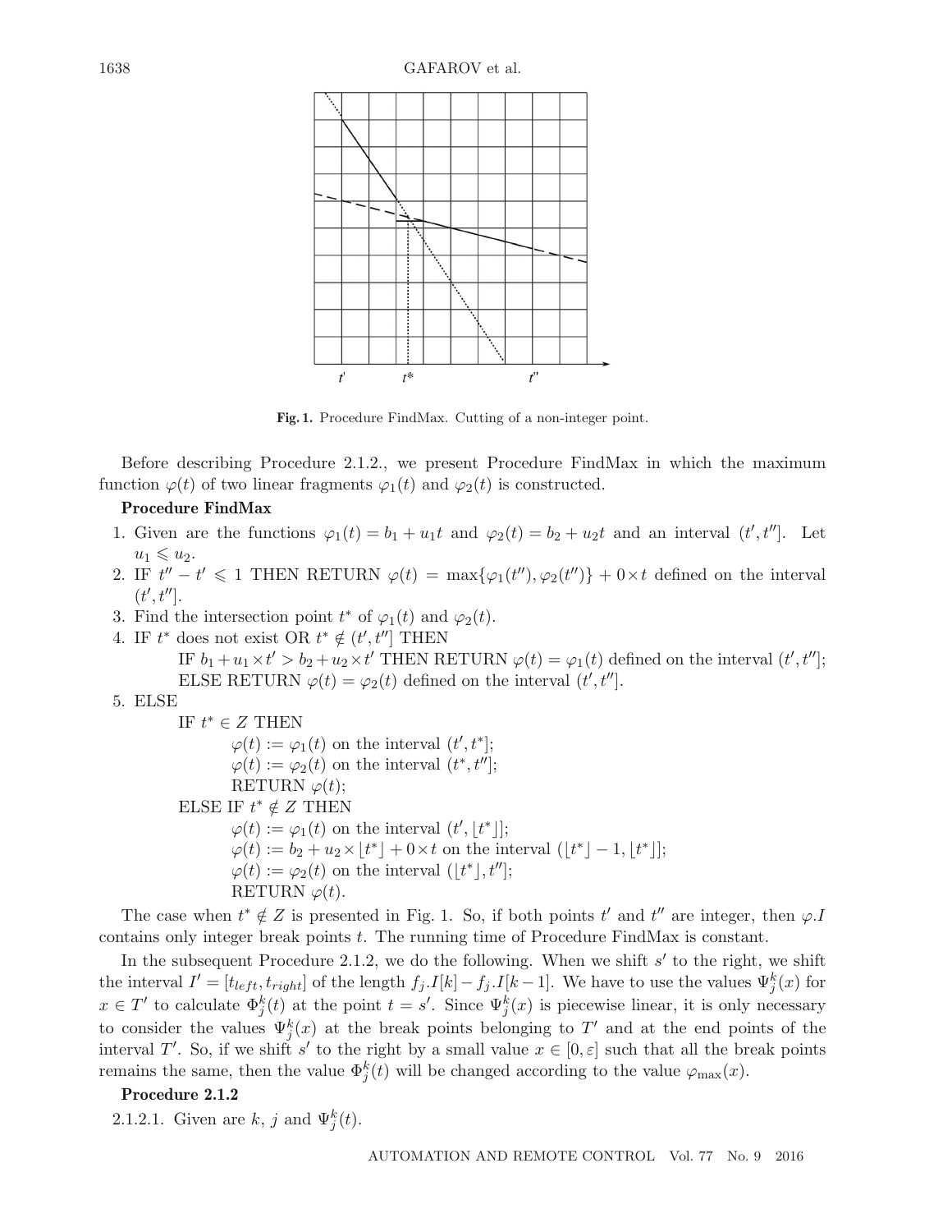t'

t*

t''

**Fig. 1.** Procedure FindMax. Cutting of a non-integer point.

Before describing Procedure 2.1.2., we present Procedure FindMax in which the maximum function $\varphi(t)$ of two linear fragments $\varphi_1(t)$ and $\varphi_2(t)$ is constructed.

**Procedure FindMax**

1. Given are the functions $\varphi_1(t) = b_1 + u_1 t$ and $\varphi_2(t) = b_2 + u_2 t$ and an interval $(t', t'']$. Let $u_1 \leqslant u_2$.
2. IF $t'' - t' \leqslant 1$ THEN RETURN $\varphi(t) = \max\{\varphi_1(t''), \varphi_2(t'')\} + 0 \times t$ defined on the interval $(t', t'']$.
3. Find the intersection point $t^*$ of $\varphi_1(t)$ and $\varphi_2(t)$.
4. IF $t^*$ does not exist OR $t^* \notin (t', t'']$ THEN
   IF $b_1 + u_1 \times t' > b_2 + u_2 \times t'$ THEN RETURN $\varphi(t) = \varphi_1(t)$ defined on the interval $(t', t'']$;
   ELSE RETURN $\varphi(t) = \varphi_2(t)$ defined on the interval $(t', t'']$.
5. ELSE
   IF $t^* \in Z$ THEN
   $\varphi(t) := \varphi_1(t)$ on the interval $(t', t^*]$;
   $\varphi(t) := \varphi_2(t)$ on the interval $(t^*, t'']$;
   RETURN $\varphi(t)$;
   ELSE IF $t^* \notin Z$ THEN
   $\varphi(t) := \varphi_1(t)$ on the interval $(t', \lfloor t^* \rfloor]$;
   $\varphi(t) := b_2 + u_2 \times \lfloor t^* \rfloor + 0 \times t$ on the interval $(\lfloor t^* \rfloor - 1, \lfloor t^* \rfloor]$;
   $\varphi(t) := \varphi_2(t)$ on the interval $(\lfloor t^* \rfloor, t'']$;
   RETURN $\varphi(t)$.

The case when $t^* \notin Z$ is presented in Fig. 1. So, if both points $t'$ and $t''$ are integer, then $\varphi.I$ contains only integer break points $t$. The running time of Procedure FindMax is constant.

In the subsequent Procedure 2.1.2, we do the following. When we shift $s'$ to the right, we shift the interval $I' = [t_{left}, t_{right}]$ of the length $f_j.I[k] - f_j.I[k-1]$. We have to use the values $\Psi_j^k(x)$ for $x \in T'$ to calculate $\Phi_j^k(t)$ at the point $t = s'$. Since $\Psi_j^k(x)$ is piecewise linear, it is only necessary to consider the values $\Psi_j^k(x)$ at the break points belonging to $T'$ and at the end points of the interval $T'$. So, if we shift $s'$ to the right by a small value $x \in [0, \varepsilon]$ such that all the break points remains the same, then the value $\Phi_j^k(t)$ will be changed according to the value $\varphi_{\max}(x)$.

**Procedure 2.1.2**

2.1.2.1. Given are $k$, $j$ and $\Psi_j^k(t)$.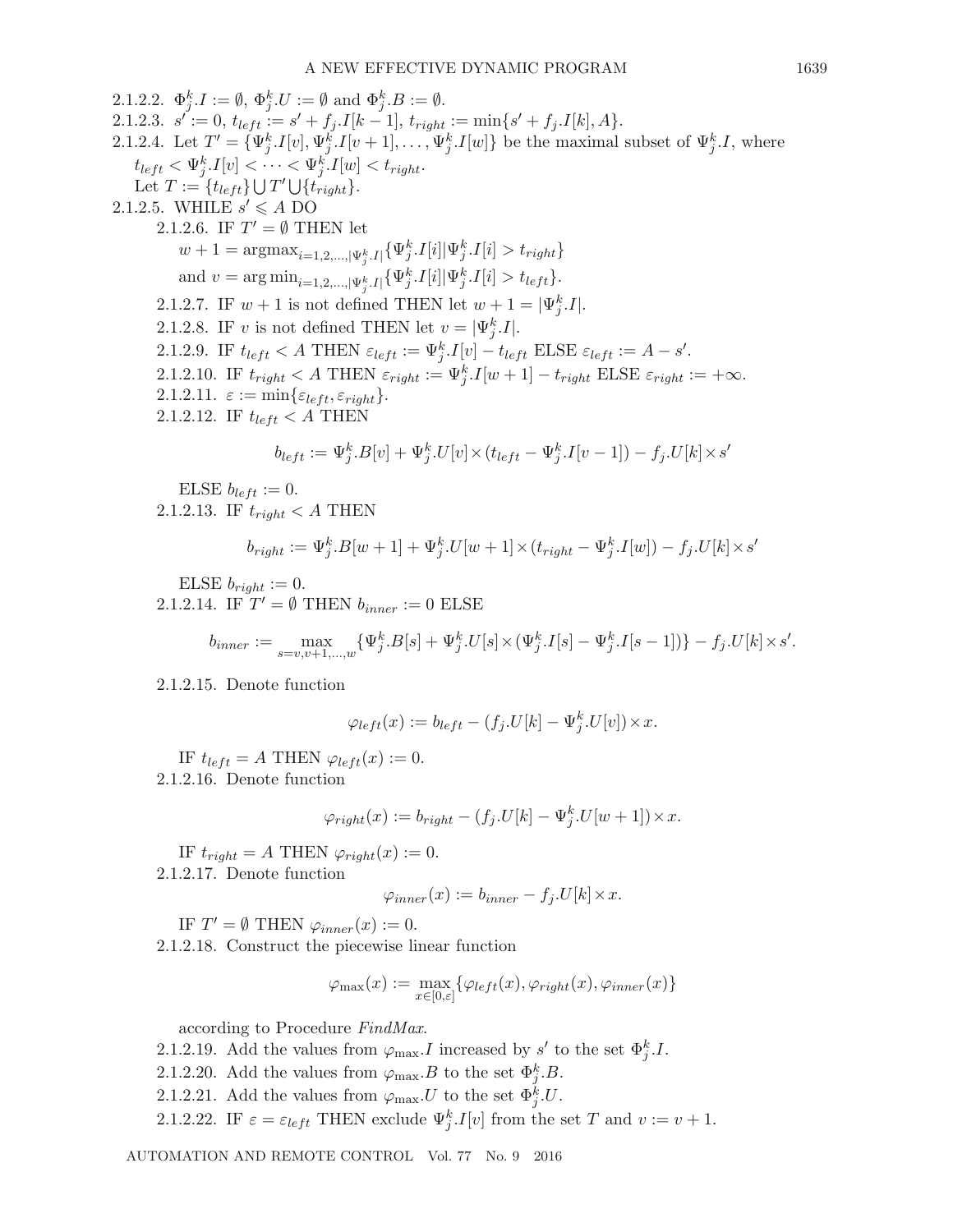2.1.2.2. $\Phi^k_j.I := \emptyset$, $\Phi^k_j.U := \emptyset$ and $\Phi^k_j.B := \emptyset$.

2.1.2.3. $s' := 0$, $t_{left} := s' + f_j.I[k-1]$, $t_{right} := \min\{s' + f_j.I[k], A\}$.

2.1.2.4. Let $T' = \{\Psi^k_j.I[v], \Psi^k_j.I[v+1], \ldots, \Psi^k_j.I[w]\}$ be the maximal subset of $\Psi^k_j.I$, where $t_{left} < \Psi^k_j.I[v] < \cdots < \Psi^k_j.I[w] < t_{right}$.
Let $T := \{t_{left}\} \bigcup T' \bigcup \{t_{right}\}$.

2.1.2.5. WHILE $s' \leqslant A$ DO

2.1.2.6. IF $T' = \emptyset$ THEN let
$w + 1 = \operatorname{argmax}_{i=1,2,\ldots,|\Psi^k_j.I|}\{\Psi^k_j.I[i] | \Psi^k_j.I[i] > t_{right}\}$
and $v = \arg\min_{i=1,2,\ldots,|\Psi^k_j.I|}\{\Psi^k_j.I[i] | \Psi^k_j.I[i] > t_{left}\}$.

2.1.2.7. IF $w+1$ is not defined THEN let $w + 1 = |\Psi^k_j.I|$.

2.1.2.8. IF $v$ is not defined THEN let $v = |\Psi^k_j.I|$.

2.1.2.9. IF $t_{left} < A$ THEN $\varepsilon_{left} := \Psi^k_j.I[v] - t_{left}$ ELSE $\varepsilon_{left} := A - s'$.

2.1.2.10. IF $t_{right} < A$ THEN $\varepsilon_{right} := \Psi^k_j.I[w+1] - t_{right}$ ELSE $\varepsilon_{right} := +\infty$.

2.1.2.11. $\varepsilon := \min\{\varepsilon_{left}, \varepsilon_{right}\}$.

2.1.2.12. IF $t_{left} < A$ THEN

$$b_{left} := \Psi^k_j.B[v] + \Psi^k_j.U[v] \times (t_{left} - \Psi^k_j.I[v-1]) - f_j.U[k] \times s'$$

ELSE $b_{left} := 0$.

2.1.2.13. IF $t_{right} < A$ THEN

$$b_{right} := \Psi^k_j.B[w+1] + \Psi^k_j.U[w+1] \times (t_{right} - \Psi^k_j.I[w]) - f_j.U[k] \times s'$$

ELSE $b_{right} := 0$.

2.1.2.14. IF $T' = \emptyset$ THEN $b_{inner} := 0$ ELSE

$$b_{inner} := \max_{s=v,v+1,\ldots,w}\{\Psi^k_j.B[s] + \Psi^k_j.U[s] \times (\Psi^k_j.I[s] - \Psi^k_j.I[s-1])\} - f_j.U[k] \times s'.$$

2.1.2.15. Denote function

$$\varphi_{left}(x) := b_{left} - (f_j.U[k] - \Psi^k_j.U[v]) \times x.$$

IF $t_{left} = A$ THEN $\varphi_{left}(x) := 0$.

2.1.2.16. Denote function

$$\varphi_{right}(x) := b_{right} - (f_j.U[k] - \Psi^k_j.U[w+1]) \times x.$$

IF $t_{right} = A$ THEN $\varphi_{right}(x) := 0$.

2.1.2.17. Denote function

$$\varphi_{inner}(x) := b_{inner} - f_j.U[k] \times x.$$

IF $T' = \emptyset$ THEN $\varphi_{inner}(x) := 0$.

2.1.2.18. Construct the piecewise linear function

$$\varphi_{\max}(x) := \max_{x \in [0,\varepsilon]}\{\varphi_{left}(x), \varphi_{right}(x), \varphi_{inner}(x)\}$$

according to Procedure *FindMax*.

2.1.2.19. Add the values from $\varphi_{\max}.I$ increased by $s'$ to the set $\Phi^k_j.I$.

2.1.2.20. Add the values from $\varphi_{\max}.B$ to the set $\Phi^k_j.B$.

2.1.2.21. Add the values from $\varphi_{\max}.U$ to the set $\Phi^k_j.U$.

2.1.2.22. IF $\varepsilon = \varepsilon_{left}$ THEN exclude $\Psi^k_j.I[v]$ from the set $T$ and $v := v + 1$.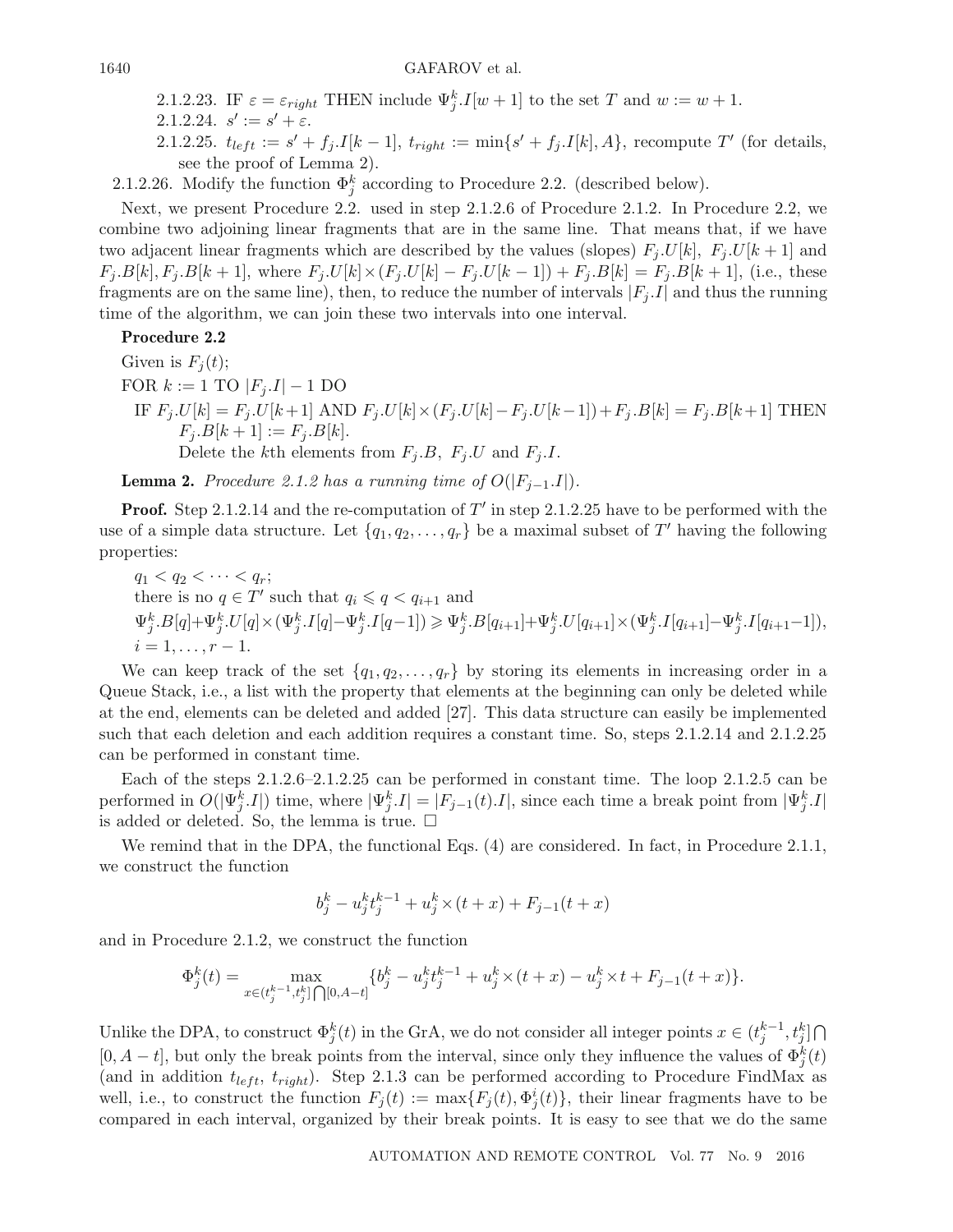2.1.2.23. IF $\varepsilon = \varepsilon_{right}$ THEN include $\Psi_j^k.I[w+1]$ to the set $T$ and $w := w + 1$.

2.1.2.24. $s' := s' + \varepsilon$.

2.1.2.25. $t_{left} := s' + f_j.I[k-1]$, $t_{right} := \min\{s' + f_j.I[k], A\}$, recompute $T'$ (for details, see the proof of Lemma 2).

2.1.2.26. Modify the function $\Phi_j^k$ according to Procedure 2.2. (described below).

Next, we present Procedure 2.2. used in step 2.1.2.6 of Procedure 2.1.2. In Procedure 2.2, we combine two adjoining linear fragments that are in the same line. That means that, if we have two adjacent linear fragments which are described by the values (slopes) $F_j.U[k]$, $F_j.U[k+1]$ and $F_j.B[k], F_j.B[k+1]$, where $F_j.U[k] \times (F_j.U[k] - F_j.U[k-1]) + F_j.B[k] = F_j.B[k+1]$, (i.e., these fragments are on the same line), then, to reduce the number of intervals $|F_j.I|$ and thus the running time of the algorithm, we can join these two intervals into one interval.

**Procedure 2.2**

Given is $F_j(t)$;

FOR $k := 1$ TO $|F_j.I| - 1$ DO

IF $F_j.U[k] = F_j.U[k+1]$ AND $F_j.U[k] \times (F_j.U[k] - F_j.U[k-1]) + F_j.B[k] = F_j.B[k+1]$ THEN $F_j.B[k+1] := F_j.B[k]$.

Delete the $k$th elements from $F_j.B$, $F_j.U$ and $F_j.I$.

**Lemma 2.** *Procedure 2.1.2 has a running time of $O(|F_{j-1}.I|)$.*

**Proof.** Step 2.1.2.14 and the re-computation of $T'$ in step 2.1.2.25 have to be performed with the use of a simple data structure. Let $\{q_1, q_2, \ldots, q_r\}$ be a maximal subset of $T'$ having the following properties:

$q_1 < q_2 < \cdots < q_r$;

there is no $q \in T'$ such that $q_i \leqslant q < q_{i+1}$ and

$\Psi_j^k.B[q] + \Psi_j^k.U[q] \times (\Psi_j^k.I[q] - \Psi_j^k.I[q-1]) \geqslant \Psi_j^k.B[q_{i+1}] + \Psi_j^k.U[q_{i+1}] \times (\Psi_j^k.I[q_{i+1}] - \Psi_j^k.I[q_{i+1}-1])$, $i = 1, \ldots, r-1$.

We can keep track of the set $\{q_1, q_2, \ldots, q_r\}$ by storing its elements in increasing order in a Queue Stack, i.e., a list with the property that elements at the beginning can only be deleted while at the end, elements can be deleted and added [27]. This data structure can easily be implemented such that each deletion and each addition requires a constant time. So, steps 2.1.2.14 and 2.1.2.25 can be performed in constant time.

Each of the steps 2.1.2.6–2.1.2.25 can be performed in constant time. The loop 2.1.2.5 can be performed in $O(|\Psi_j^k.I|)$ time, where $|\Psi_j^k.I| = |F_{j-1}(t).I|$, since each time a break point from $|\Psi_j^k.I|$ is added or deleted. So, the lemma is true. $\square$

We remind that in the DPA, the functional Eqs. (4) are considered. In fact, in Procedure 2.1.1, we construct the function

$$b_j^k - u_j^k t_j^{k-1} + u_j^k \times (t + x) + F_{j-1}(t + x)$$

and in Procedure 2.1.2, we construct the function

$$\Phi_j^k(t) = \max_{x \in (t_j^{k-1}, t_j^k] \bigcap [0, A-t]} \{b_j^k - u_j^k t_j^{k-1} + u_j^k \times (t + x) - u_j^k \times t + F_{j-1}(t + x)\}.$$

Unlike the DPA, to construct $\Phi_j^k(t)$ in the GrA, we do not consider all integer points $x \in (t_j^{k-1}, t_j^k] \bigcap [0, A-t]$, but only the break points from the interval, since only they influence the values of $\Phi_j^k(t)$ (and in addition $t_{left}$, $t_{right}$). Step 2.1.3 can be performed according to Procedure FindMax as well, i.e., to construct the function $F_j(t) := \max\{F_j(t), \Phi_j^i(t)\}$, their linear fragments have to be compared in each interval, organized by their break points. It is easy to see that we do the same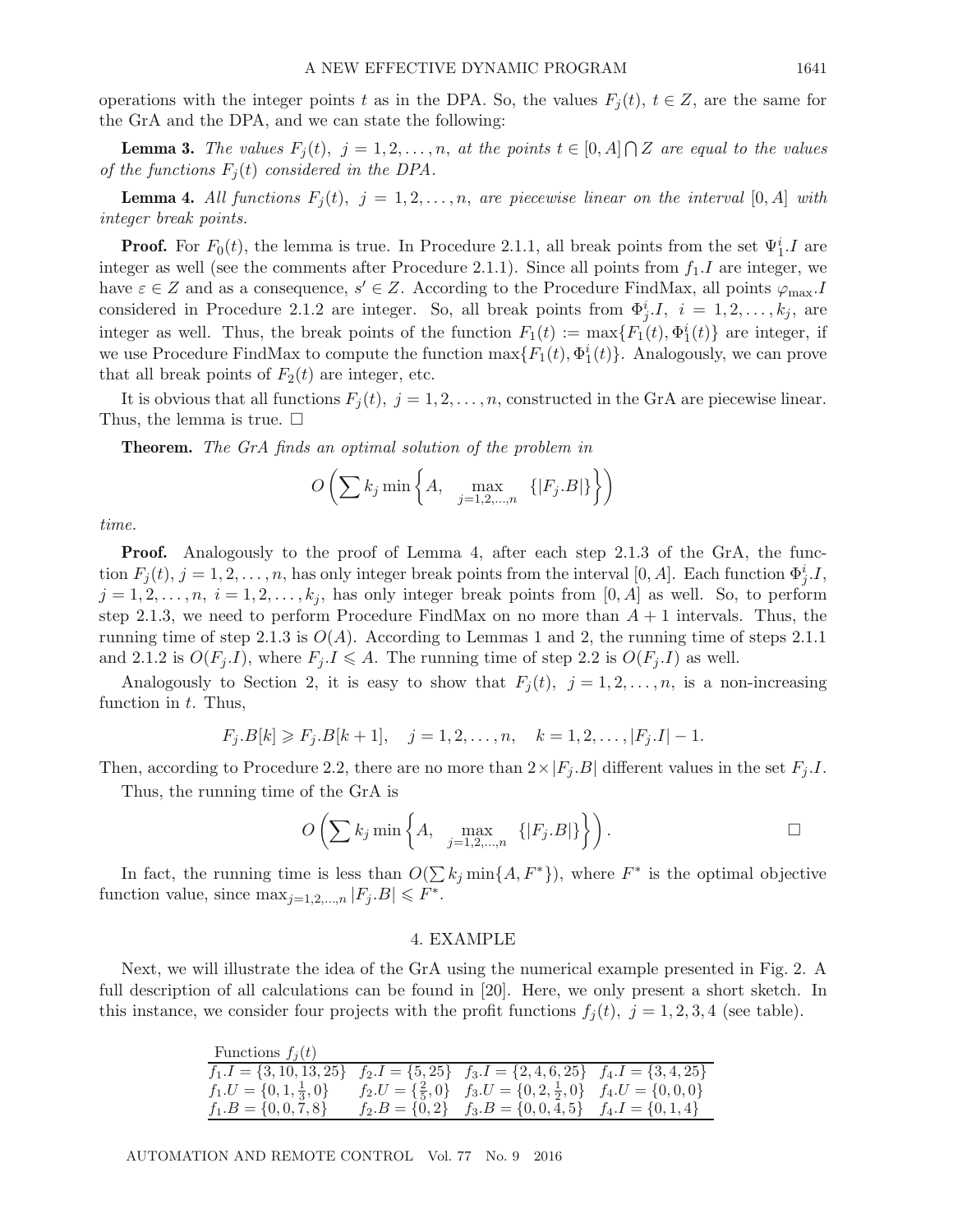operations with the integer points $t$ as in the DPA. So, the values $F_j(t)$, $t \in Z$, are the same for the GrA and the DPA, and we can state the following:

**Lemma 3.** *The values $F_j(t)$, $j = 1, 2, \ldots, n$, at the points $t \in [0, A] \bigcap Z$ are equal to the values of the functions $F_j(t)$ considered in the DPA.*

**Lemma 4.** *All functions $F_j(t)$, $j = 1, 2, \ldots, n$, are piecewise linear on the interval $[0, A]$ with integer break points.*

**Proof.** For $F_0(t)$, the lemma is true. In Procedure 2.1.1, all break points from the set $\Psi_1^i.I$ are integer as well (see the comments after Procedure 2.1.1). Since all points from $f_1.I$ are integer, we have $\varepsilon \in Z$ and as a consequence, $s' \in Z$. According to the Procedure FindMax, all points $\varphi_{\max}.I$ considered in Procedure 2.1.2 are integer. So, all break points from $\Phi_j^i.I$, $i = 1, 2, \ldots, k_j$, are integer as well. Thus, the break points of the function $F_1(t) := \max\{F_1(t), \Phi_1^i(t)\}$ are integer, if we use Procedure FindMax to compute the function $\max\{F_1(t), \Phi_1^i(t)\}$. Analogously, we can prove that all break points of $F_2(t)$ are integer, etc.

It is obvious that all functions $F_j(t)$, $j = 1, 2, \ldots, n$, constructed in the GrA are piecewise linear. Thus, the lemma is true. □

**Theorem.** *The GrA finds an optimal solution of the problem in*

$$O\left(\sum k_j \min\left\{A, \max_{j=1,2,\ldots,n} \{|F_j.B|\}\right\}\right)$$

*time.*

**Proof.** Analogously to the proof of Lemma 4, after each step 2.1.3 of the GrA, the function $F_j(t)$, $j = 1, 2, \ldots, n$, has only integer break points from the interval $[0, A]$. Each function $\Phi_j^i.I$, $j = 1, 2, \ldots, n$, $i = 1, 2, \ldots, k_j$, has only integer break points from $[0, A]$ as well. So, to perform step 2.1.3, we need to perform Procedure FindMax on no more than $A + 1$ intervals. Thus, the running time of step 2.1.3 is $O(A)$. According to Lemmas 1 and 2, the running time of steps 2.1.1 and 2.1.2 is $O(F_j.I)$, where $F_j.I \leqslant A$. The running time of step 2.2 is $O(F_j.I)$ as well.

Analogously to Section 2, it is easy to show that $F_j(t)$, $j = 1, 2, \ldots, n$, is a non-increasing function in $t$. Thus,

$$F_j.B[k] \geqslant F_j.B[k+1], \quad j = 1, 2, \ldots, n, \quad k = 1, 2, \ldots, |F_j.I| - 1.$$

Then, according to Procedure 2.2, there are no more than $2 \times |F_j.B|$ different values in the set $F_j.I$.

Thus, the running time of the GrA is

$$O\left(\sum k_j \min\left\{A, \max_{j=1,2,\ldots,n} \{|F_j.B|\}\right\}\right). \qquad \square$$

In fact, the running time is less than $O(\sum k_j \min\{A, F^*\})$, where $F^*$ is the optimal objective function value, since $\max_{j=1,2,\ldots,n} |F_j.B| \leqslant F^*$.

## 4. EXAMPLE

Next, we will illustrate the idea of the GrA using the numerical example presented in Fig. 2. A full description of all calculations can be found in [20]. Here, we only present a short sketch. In this instance, we consider four projects with the profit functions $f_j(t)$, $j = 1, 2, 3, 4$ (see table).

| Functions $f_j(t)$ | | | |
|---|---|---|---|
| $f_1.I = \{3, 10, 13, 25\}$ | $f_2.I = \{5, 25\}$ | $f_3.I = \{2, 4, 6, 25\}$ | $f_4.I = \{3, 4, 25\}$ |
| $f_1.U = \{0, 1, \frac{1}{3}, 0\}$ | $f_2.U = \{\frac{2}{5}, 0\}$ | $f_3.U = \{0, 2, \frac{1}{2}, 0\}$ | $f_4.U = \{0, 0, 0\}$ |
| $f_1.B = \{0, 0, 7, 8\}$ | $f_2.B = \{0, 2\}$ | $f_3.B = \{0, 0, 4, 5\}$ | $f_4.I = \{0, 1, 4\}$ |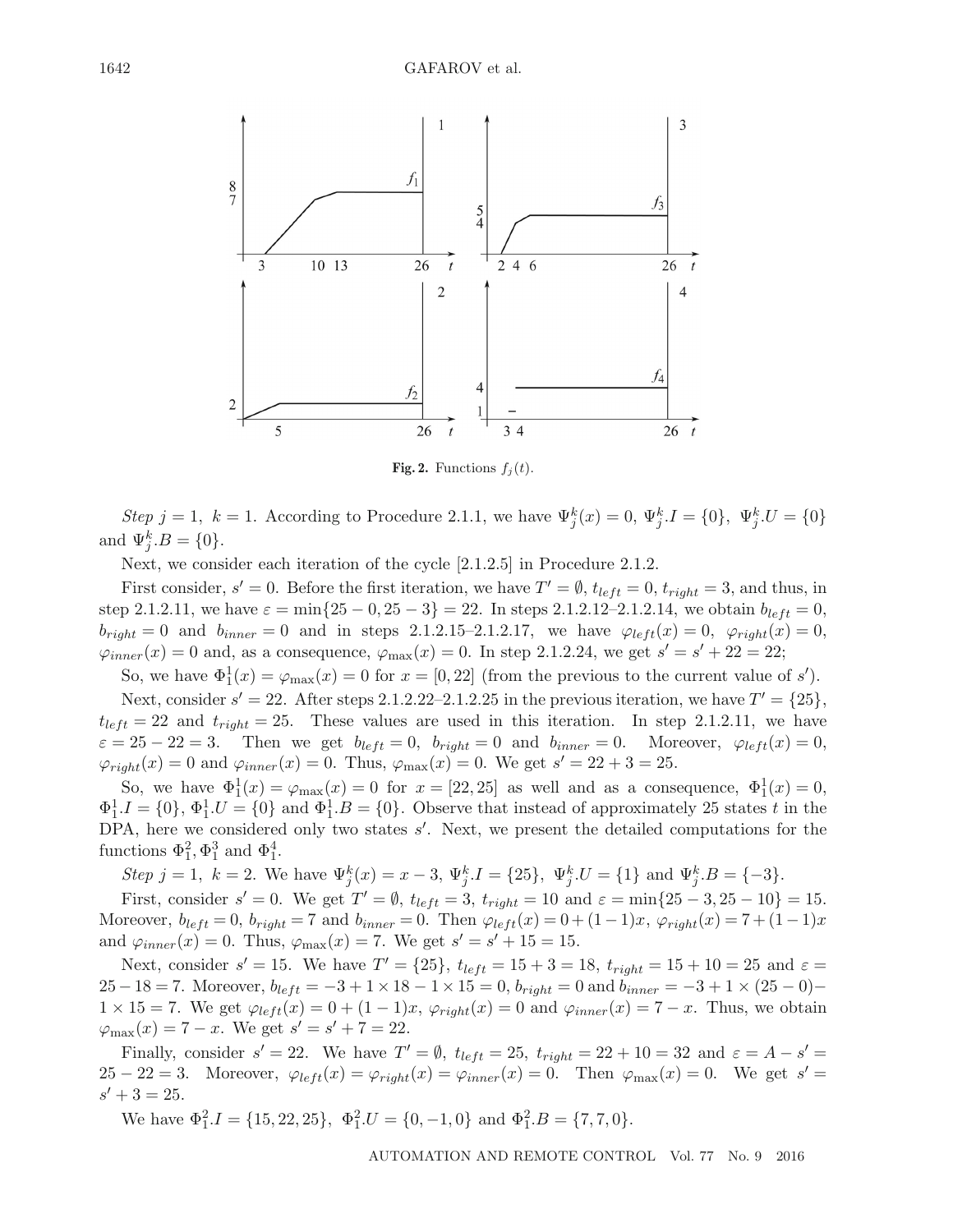1

8

7

$f_1$

3 10 13 26 $t$

3

5

4

$f_3$

2 4 6 26 $t$

2

2

$f_2$

5 26 $t$

4

4

1

$f_4$

3 4 26 $t$

**Fig. 2.** Functions $f_j(t)$.

*Step* $j = 1,\ k = 1$. According to Procedure 2.1.1, we have $\Psi_j^k(x) = 0$, $\Psi_j^k.I = \{0\}$, $\Psi_j^k.U = \{0\}$ and $\Psi_j^k.B = \{0\}$.

Next, we consider each iteration of the cycle [2.1.2.5] in Procedure 2.1.2.

First consider, $s' = 0$. Before the first iteration, we have $T' = \emptyset$, $t_{left} = 0$, $t_{right} = 3$, and thus, in step 2.1.2.11, we have $\varepsilon = \min\{25 - 0, 25 - 3\} = 22$. In steps 2.1.2.12–2.1.2.14, we obtain $b_{left} = 0$, $b_{right} = 0$ and $b_{inner} = 0$ and in steps 2.1.2.15–2.1.2.17, we have $\varphi_{left}(x) = 0$, $\varphi_{right}(x) = 0$, $\varphi_{inner}(x) = 0$ and, as a consequence, $\varphi_{\max}(x) = 0$. In step 2.1.2.24, we get $s' = s' + 22 = 22$;

So, we have $\Phi_1^1(x) = \varphi_{\max}(x) = 0$ for $x = [0, 22]$ (from the previous to the current value of $s'$).

Next, consider $s' = 22$. After steps 2.1.2.22–2.1.2.25 in the previous iteration, we have $T' = \{25\}$, $t_{left} = 22$ and $t_{right} = 25$. These values are used in this iteration. In step 2.1.2.11, we have $\varepsilon = 25 - 22 = 3$. Then we get $b_{left} = 0$, $b_{right} = 0$ and $b_{inner} = 0$. Moreover, $\varphi_{left}(x) = 0$, $\varphi_{right}(x) = 0$ and $\varphi_{inner}(x) = 0$. Thus, $\varphi_{\max}(x) = 0$. We get $s' = 22 + 3 = 25$.

So, we have $\Phi_1^1(x) = \varphi_{\max}(x) = 0$ for $x = [22, 25]$ as well and as a consequence, $\Phi_1^1(x) = 0$, $\Phi_1^1.I = \{0\}$, $\Phi_1^1.U = \{0\}$ and $\Phi_1^1.B = \{0\}$. Observe that instead of approximately 25 states $t$ in the DPA, here we considered only two states $s'$. Next, we present the detailed computations for the functions $\Phi_1^2, \Phi_1^3$ and $\Phi_1^4$.

*Step* $j = 1,\ k = 2$. We have $\Psi_j^k(x) = x - 3$, $\Psi_j^k.I = \{25\}$, $\Psi_j^k.U = \{1\}$ and $\Psi_j^k.B = \{-3\}$.

First, consider $s' = 0$. We get $T' = \emptyset$, $t_{left} = 3$, $t_{right} = 10$ and $\varepsilon = \min\{25 - 3, 25 - 10\} = 15$. Moreover, $b_{left} = 0$, $b_{right} = 7$ and $b_{inner} = 0$. Then $\varphi_{left}(x) = 0 + (1-1)x$, $\varphi_{right}(x) = 7 + (1-1)x$ and $\varphi_{inner}(x) = 0$. Thus, $\varphi_{\max}(x) = 7$. We get $s' = s' + 15 = 15$.

Next, consider $s' = 15$. We have $T' = \{25\}$, $t_{left} = 15 + 3 = 18$, $t_{right} = 15 + 10 = 25$ and $\varepsilon = 25 - 18 = 7$. Moreover, $b_{left} = -3 + 1 \times 18 - 1 \times 15 = 0$, $b_{right} = 0$ and $b_{inner} = -3 + 1 \times (25 - 0) - 1 \times 15 = 7$. We get $\varphi_{left}(x) = 0 + (1-1)x$, $\varphi_{right}(x) = 0$ and $\varphi_{inner}(x) = 7 - x$. Thus, we obtain $\varphi_{\max}(x) = 7 - x$. We get $s' = s' + 7 = 22$.

Finally, consider $s' = 22$. We have $T' = \emptyset$, $t_{left} = 25$, $t_{right} = 22 + 10 = 32$ and $\varepsilon = A - s' = 25 - 22 = 3$. Moreover, $\varphi_{left}(x) = \varphi_{right}(x) = \varphi_{inner}(x) = 0$. Then $\varphi_{\max}(x) = 0$. We get $s' = s' + 3 = 25$.

We have $\Phi_1^2.I = \{15, 22, 25\}$, $\Phi_1^2.U = \{0, -1, 0\}$ and $\Phi_1^2.B = \{7, 7, 0\}$.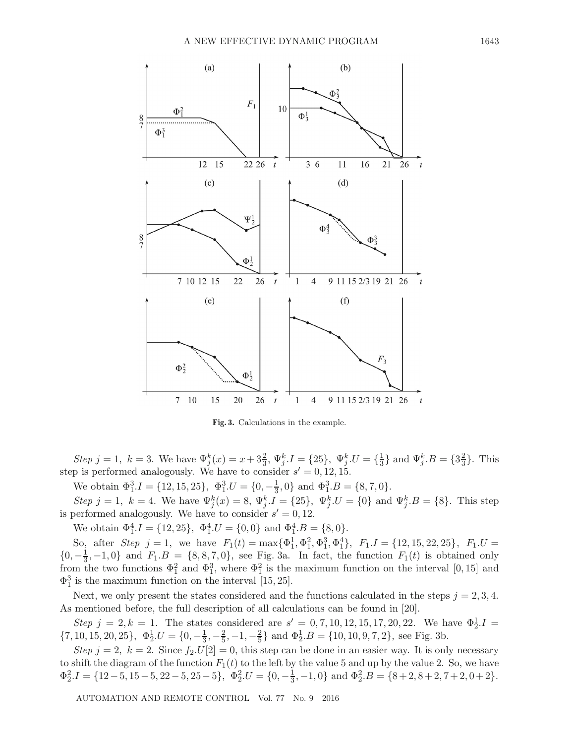(a)

$\Phi_1^2$

$F_1$

8

7

$\Phi_1^3$

12 15 22 26 $t$

(b)

$\Phi_3^2$

10

$\Phi_3^1$

3 6 11 16 21 26 $t$

(c)

$\Psi_2^1$

8

7

$\Phi_2^1$

7 10 12 15 22 26 $t$

(d)

$\Phi_3^4$

$\Phi_3^3$

1 4 9 11 15 2/3 19 21 26 $t$

(e)

$\Phi_2^2$

$\Phi_2^1$

7 10 15 20 26 $t$

(f)

$F_3$

1 4 9 11 15 2/3 19 21 26 $t$

**Fig. 3.** Calculations in the example.

*Step* $j = 1,\ k = 3$. We have $\Psi_j^k(x) = x + 3\frac{2}{3}$, $\Psi_j^k.I = \{25\}$, $\Psi_j^k.U = \{\frac{1}{3}\}$ and $\Psi_j^k.B = \{3\frac{2}{3}\}$. This step is performed analogously. We have to consider $s' = 0, 12, 15$.

We obtain $\Phi_1^3.I = \{12, 15, 25\}$, $\Phi_1^3.U = \{0, -\frac{1}{3}, 0\}$ and $\Phi_1^3.B = \{8, 7, 0\}$.

*Step* $j = 1,\ k = 4$. We have $\Psi_j^k(x) = 8$, $\Psi_j^k.I = \{25\}$, $\Psi_j^k.U = \{0\}$ and $\Psi_j^k.B = \{8\}$. This step is performed analogously. We have to consider $s' = 0, 12$.

We obtain $\Phi_1^4.I = \{12, 25\}$, $\Phi_1^4.U = \{0, 0\}$ and $\Phi_1^4.B = \{8, 0\}$.

So, after *Step* $j = 1$, we have $F_1(t) = \max\{\Phi_1^1, \Phi_1^2, \Phi_1^3, \Phi_1^4\}$, $F_1.I = \{12, 15, 22, 25\}$, $F_1.U = \{0, -\frac{1}{3}, -1, 0\}$ and $F_1.B = \{8, 8, 7, 0\}$, see Fig. 3a. In fact, the function $F_1(t)$ is obtained only from the two functions $\Phi_1^2$ and $\Phi_1^3$, where $\Phi_1^2$ is the maximum function on the interval $[0, 15]$ and $\Phi_1^3$ is the maximum function on the interval $[15, 25]$.

Next, we only present the states considered and the functions calculated in the steps $j = 2, 3, 4$. As mentioned before, the full description of all calculations can be found in [20].

*Step* $j = 2, k = 1$. The states considered are $s' = 0, 7, 10, 12, 15, 17, 20, 22$. We have $\Phi_2^1.I = \{7, 10, 15, 20, 25\}$, $\Phi_2^1.U = \{0, -\frac{1}{3}, -\frac{2}{5}, -1, -\frac{2}{5}\}$ and $\Phi_2^1.B = \{10, 10, 9, 7, 2\}$, see Fig. 3b.

*Step* $j = 2,\ k = 2$. Since $f_2.U[2] = 0$, this step can be done in an easier way. It is only necessary to shift the diagram of the function $F_1(t)$ to the left by the value 5 and up by the value 2. So, we have $\Phi_2^2.I = \{12 - 5, 15 - 5, 22 - 5, 25 - 5\}$, $\Phi_2^2.U = \{0, -\frac{1}{3}, -1, 0\}$ and $\Phi_2^2.B = \{8 + 2, 8 + 2, 7 + 2, 0 + 2\}$.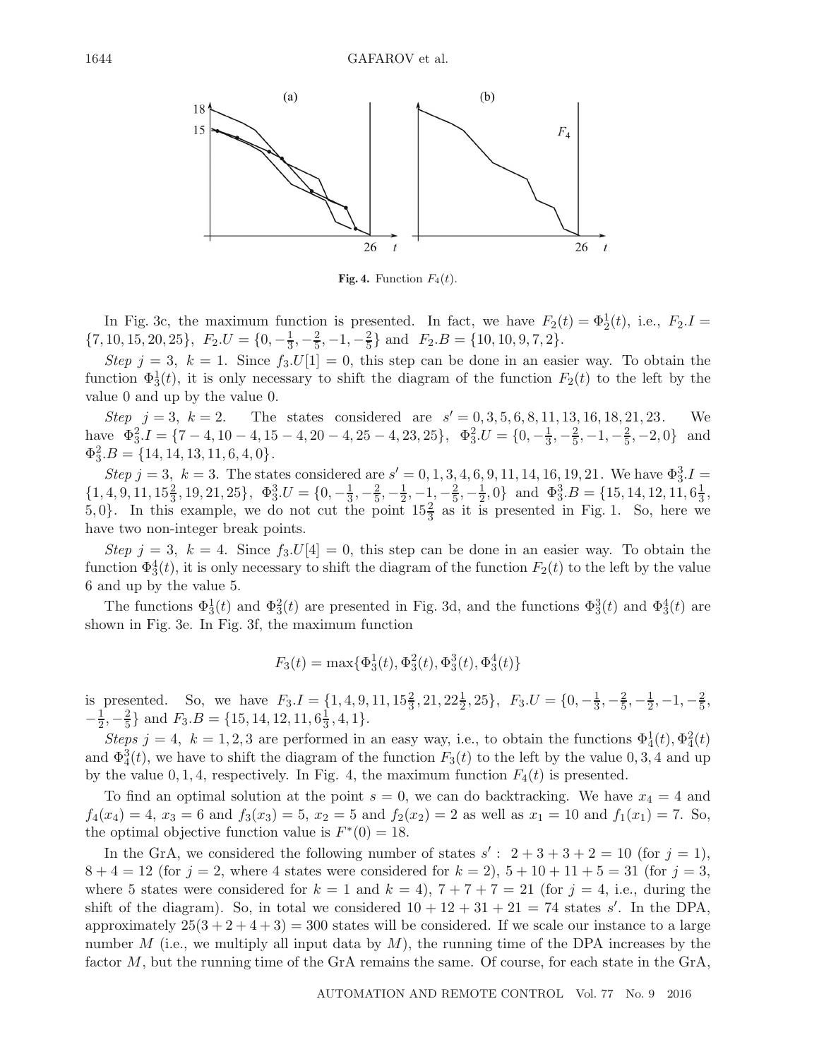(a)

18

15

26 $t$

(b)

$F_4$

26 $t$

**Fig. 4.** Function $F_4(t)$.

In Fig. 3c, the maximum function is presented. In fact, we have $F_2(t) = \Phi_2^1(t)$, i.e., $F_2.I = \{7, 10, 15, 20, 25\}$, $F_2.U = \{0, -\frac{1}{3}, -\frac{2}{5}, -1, -\frac{2}{5}\}$ and $F_2.B = \{10, 10, 9, 7, 2\}$.

*Step* $j = 3$, $k = 1$. Since $f_3.U[1] = 0$, this step can be done in an easier way. To obtain the function $\Phi_3^1(t)$, it is only necessary to shift the diagram of the function $F_2(t)$ to the left by the value 0 and up by the value 0.

*Step* $j = 3$, $k = 2$. The states considered are $s' = 0, 3, 5, 6, 8, 11, 13, 16, 18, 21, 23$. We have $\Phi_3^2.I = \{7-4, 10-4, 15-4, 20-4, 25-4, 23, 25\}$, $\Phi_3^2.U = \{0, -\frac{1}{3}, -\frac{2}{5}, -1, -\frac{2}{5}, -2, 0\}$ and $\Phi_3^2.B = \{14, 14, 13, 11, 6, 4, 0\}$.

*Step* $j = 3$, $k = 3$. The states considered are $s' = 0, 1, 3, 4, 6, 9, 11, 14, 16, 19, 21$. We have $\Phi_3^3.I = \{1, 4, 9, 11, 15\frac{2}{3}, 19, 21, 25\}$, $\Phi_3^3.U = \{0, -\frac{1}{3}, -\frac{2}{5}, -\frac{1}{2}, -1, -\frac{2}{5}, -\frac{1}{2}, 0\}$ and $\Phi_3^3.B = \{15, 14, 12, 11, 6\frac{1}{3}, 5, 0\}$. In this example, we do not cut the point $15\frac{2}{3}$ as it is presented in Fig. 1. So, here we have two non-integer break points.

*Step* $j = 3$, $k = 4$. Since $f_3.U[4] = 0$, this step can be done in an easier way. To obtain the function $\Phi_3^4(t)$, it is only necessary to shift the diagram of the function $F_2(t)$ to the left by the value 6 and up by the value 5.

The functions $\Phi_3^1(t)$ and $\Phi_3^2(t)$ are presented in Fig. 3d, and the functions $\Phi_3^3(t)$ and $\Phi_3^4(t)$ are shown in Fig. 3e. In Fig. 3f, the maximum function

$$F_3(t) = \max\{\Phi_3^1(t), \Phi_3^2(t), \Phi_3^3(t), \Phi_3^4(t)\}$$

is presented. So, we have $F_3.I = \{1, 4, 9, 11, 15\frac{2}{3}, 21, 22\frac{1}{2}, 25\}$, $F_3.U = \{0, -\frac{1}{3}, -\frac{2}{5}, -\frac{1}{2}, -1, -\frac{2}{5}, -\frac{1}{2}, -\frac{2}{5}\}$ and $F_3.B = \{15, 14, 12, 11, 6\frac{1}{3}, 4, 1\}$.

*Steps* $j = 4$, $k = 1, 2, 3$ are performed in an easy way, i.e., to obtain the functions $\Phi_4^1(t), \Phi_4^2(t)$ and $\Phi_4^3(t)$, we have to shift the diagram of the function $F_3(t)$ to the left by the value 0, 3, 4 and up by the value 0, 1, 4, respectively. In Fig. 4, the maximum function $F_4(t)$ is presented.

To find an optimal solution at the point $s = 0$, we can do backtracking. We have $x_4 = 4$ and $f_4(x_4) = 4$, $x_3 = 6$ and $f_3(x_3) = 5$, $x_2 = 5$ and $f_2(x_2) = 2$ as well as $x_1 = 10$ and $f_1(x_1) = 7$. So, the optimal objective function value is $F^*(0) = 18$.

In the GrA, we considered the following number of states $s'$: $2 + 3 + 3 + 2 = 10$ (for $j = 1$), $8 + 4 = 12$ (for $j = 2$, where 4 states were considered for $k = 2$), $5 + 10 + 11 + 5 = 31$ (for $j = 3$, where 5 states were considered for $k = 1$ and $k = 4$), $7 + 7 + 7 = 21$ (for $j = 4$, i.e., during the shift of the diagram). So, in total we considered $10 + 12 + 31 + 21 = 74$ states $s'$. In the DPA, approximately $25(3 + 2 + 4 + 3) = 300$ states will be considered. If we scale our instance to a large number $M$ (i.e., we multiply all input data by $M$), the running time of the DPA increases by the factor $M$, but the running time of the GrA remains the same. Of course, for each state in the GrA,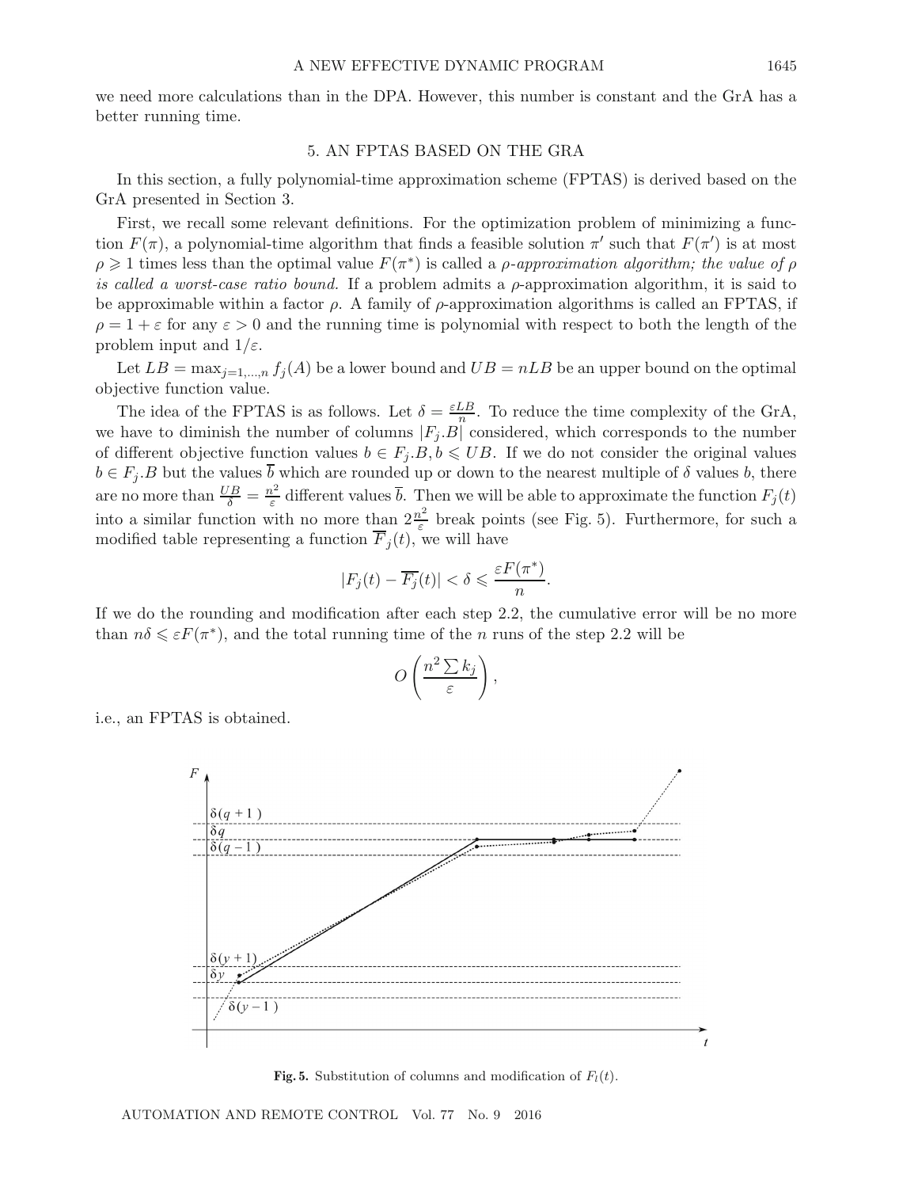we need more calculations than in the DPA. However, this number is constant and the GrA has a better running time.

## 5. AN FPTAS BASED ON THE GRA

In this section, a fully polynomial-time approximation scheme (FPTAS) is derived based on the GrA presented in Section 3.

First, we recall some relevant definitions. For the optimization problem of minimizing a function $F(\pi)$, a polynomial-time algorithm that finds a feasible solution $\pi'$ such that $F(\pi')$ is at most $\rho \geqslant 1$ times less than the optimal value $F(\pi^*)$ is called a *ρ-approximation algorithm; the value of ρ is called a worst-case ratio bound.* If a problem admits a $\rho$-approximation algorithm, it is said to be approximable within a factor $\rho$. A family of $\rho$-approximation algorithms is called an FPTAS, if $\rho = 1 + \varepsilon$ for any $\varepsilon > 0$ and the running time is polynomial with respect to both the length of the problem input and $1/\varepsilon$.

Let $LB = \max_{j=1,\ldots,n} f_j(A)$ be a lower bound and $UB = nLB$ be an upper bound on the optimal objective function value.

The idea of the FPTAS is as follows. Let $\delta = \frac{\varepsilon LB}{n}$. To reduce the time complexity of the GrA, we have to diminish the number of columns $|F_j.B|$ considered, which corresponds to the number of different objective function values $b \in F_j.B, b \leqslant UB$. If we do not consider the original values $b \in F_j.B$ but the values $\overline{b}$ which are rounded up or down to the nearest multiple of $\delta$ values $b$, there are no more than $\frac{UB}{\delta} = \frac{n^2}{\varepsilon}$ different values $\overline{b}$. Then we will be able to approximate the function $F_j(t)$ into a similar function with no more than $2\frac{n^2}{\varepsilon}$ break points (see Fig. 5). Furthermore, for such a modified table representing a function $\overline{F}_j(t)$, we will have

$$|F_j(t) - \overline{F_j}(t)| < \delta \leqslant \frac{\varepsilon F(\pi^*)}{n}.$$

If we do the rounding and modification after each step 2.2, the cumulative error will be no more than $n\delta \leqslant \varepsilon F(\pi^*)$, and the total running time of the $n$ runs of the step 2.2 will be

$$O\left(\frac{n^2 \sum k_j}{\varepsilon}\right),$$

i.e., an FPTAS is obtained.

F

δ(q + 1)

δq

δ(q − 1)

δ(y + 1)

δy

δ(y − 1)

t

**Fig. 5.** Substitution of columns and modification of $F_l(t)$.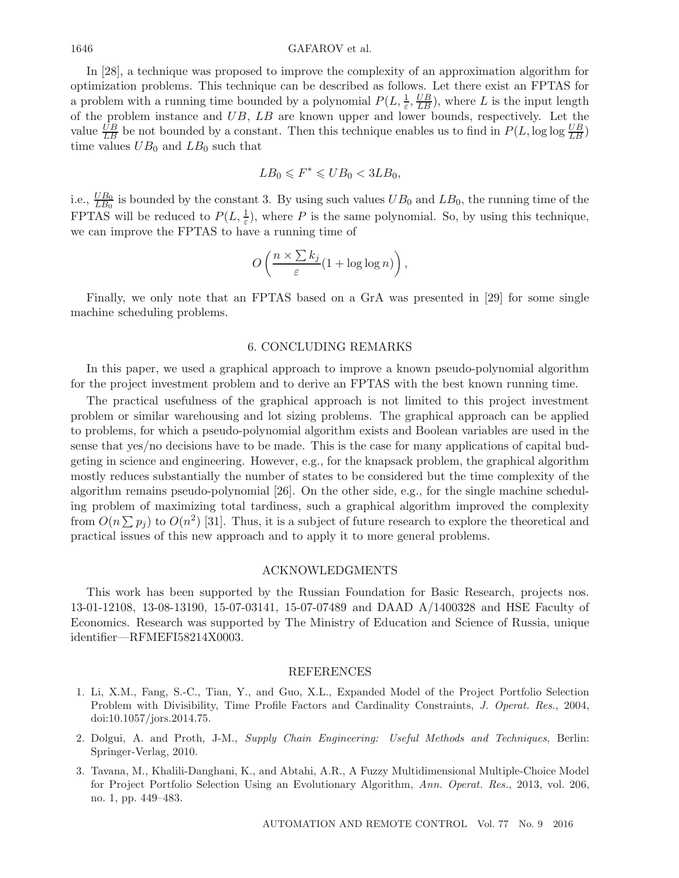In [28], a technique was proposed to improve the complexity of an approximation algorithm for optimization problems. This technique can be described as follows. Let there exist an FPTAS for a problem with a running time bounded by a polynomial $P(L, \frac{1}{\varepsilon}, \frac{UB}{LB})$, where $L$ is the input length of the problem instance and $UB$, $LB$ are known upper and lower bounds, respectively. Let the value $\frac{UB}{LB}$ be not bounded by a constant. Then this technique enables us to find in $P(L, \log\log \frac{UB}{LB})$ time values $UB_0$ and $LB_0$ such that

$$LB_0 \leqslant F^* \leqslant UB_0 < 3LB_0,$$

i.e., $\frac{UB_0}{LB_0}$ is bounded by the constant 3. By using such values $UB_0$ and $LB_0$, the running time of the FPTAS will be reduced to $P(L, \frac{1}{\varepsilon})$, where $P$ is the same polynomial. So, by using this technique, we can improve the FPTAS to have a running time of

$$O\left(\frac{n \times \sum k_j}{\varepsilon}(1 + \log\log n)\right),$$

Finally, we only note that an FPTAS based on a GrA was presented in [29] for some single machine scheduling problems.

## 6. CONCLUDING REMARKS

In this paper, we used a graphical approach to improve a known pseudo-polynomial algorithm for the project investment problem and to derive an FPTAS with the best known running time.

The practical usefulness of the graphical approach is not limited to this project investment problem or similar warehousing and lot sizing problems. The graphical approach can be applied to problems, for which a pseudo-polynomial algorithm exists and Boolean variables are used in the sense that yes/no decisions have to be made. This is the case for many applications of capital budgeting in science and engineering. However, e.g., for the knapsack problem, the graphical algorithm mostly reduces substantially the number of states to be considered but the time complexity of the algorithm remains pseudo-polynomial [26]. On the other side, e.g., for the single machine scheduling problem of maximizing total tardiness, such a graphical algorithm improved the complexity from $O(n \sum p_j)$ to $O(n^2)$ [31]. Thus, it is a subject of future research to explore the theoretical and practical issues of this new approach and to apply it to more general problems.

## ACKNOWLEDGMENTS

This work has been supported by the Russian Foundation for Basic Research, projects nos. 13-01-12108, 13-08-13190, 15-07-03141, 15-07-07489 and DAAD A/1400328 and HSE Faculty of Economics. Research was supported by The Ministry of Education and Science of Russia, unique identifier—RFMEFI58214X0003.

## REFERENCES

1. Li, X.M., Fang, S.-C., Tian, Y., and Guo, X.L., Expanded Model of the Project Portfolio Selection Problem with Divisibility, Time Profile Factors and Cardinality Constraints, *J. Operat. Res.*, 2004, doi:10.1057/jors.2014.75.
2. Dolgui, A. and Proth, J-M., *Supply Chain Engineering: Useful Methods and Techniques*, Berlin: Springer-Verlag, 2010.
3. Tavana, M., Khalili-Danghani, K., and Abtahi, A.R., A Fuzzy Multidimensional Multiple-Choice Model for Project Portfolio Selection Using an Evolutionary Algorithm, *Ann. Operat. Res.*, 2013, vol. 206, no. 1, pp. 449–483.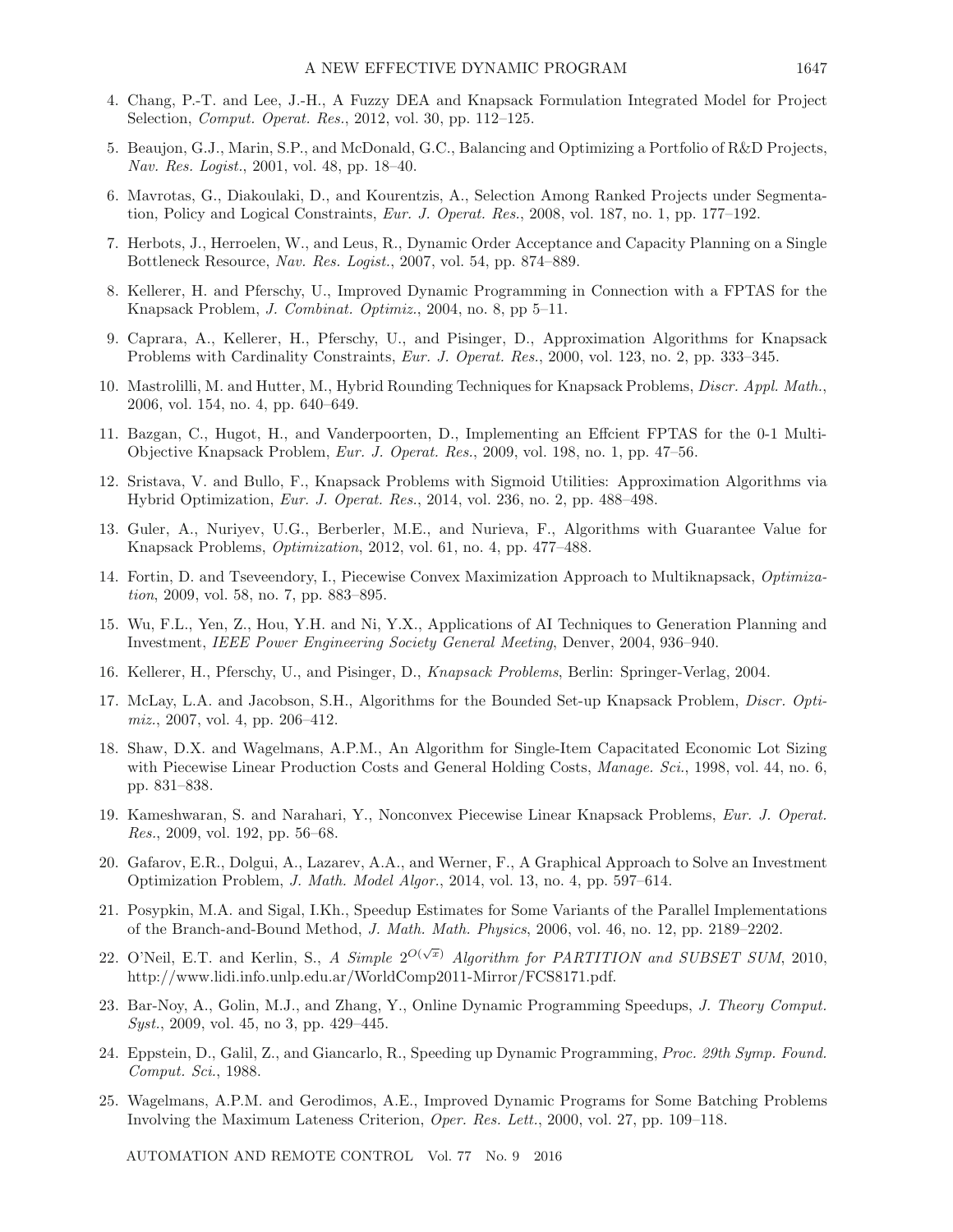4. Chang, P.-T. and Lee, J.-H., A Fuzzy DEA and Knapsack Formulation Integrated Model for Project Selection, *Comput. Operat. Res.*, 2012, vol. 30, pp. 112–125.

5. Beaujon, G.J., Marin, S.P., and McDonald, G.C., Balancing and Optimizing a Portfolio of R&D Projects, *Nav. Res. Logist.*, 2001, vol. 48, pp. 18–40.

6. Mavrotas, G., Diakoulaki, D., and Kourentzis, A., Selection Among Ranked Projects under Segmentation, Policy and Logical Constraints, *Eur. J. Operat. Res.*, 2008, vol. 187, no. 1, pp. 177–192.

7. Herbots, J., Herroelen, W., and Leus, R., Dynamic Order Acceptance and Capacity Planning on a Single Bottleneck Resource, *Nav. Res. Logist.*, 2007, vol. 54, pp. 874–889.

8. Kellerer, H. and Pferschy, U., Improved Dynamic Programming in Connection with a FPTAS for the Knapsack Problem, *J. Combinat. Optimiz.*, 2004, no. 8, pp 5–11.

9. Caprara, A., Kellerer, H., Pferschy, U., and Pisinger, D., Approximation Algorithms for Knapsack Problems with Cardinality Constraints, *Eur. J. Operat. Res.*, 2000, vol. 123, no. 2, pp. 333–345.

10. Mastrolilli, M. and Hutter, M., Hybrid Rounding Techniques for Knapsack Problems, *Discr. Appl. Math.*, 2006, vol. 154, no. 4, pp. 640–649.

11. Bazgan, C., Hugot, H., and Vanderpoorten, D., Implementing an Effcient FPTAS for the 0-1 Multi-Objective Knapsack Problem, *Eur. J. Operat. Res.*, 2009, vol. 198, no. 1, pp. 47–56.

12. Sristava, V. and Bullo, F., Knapsack Problems with Sigmoid Utilities: Approximation Algorithms via Hybrid Optimization, *Eur. J. Operat. Res.*, 2014, vol. 236, no. 2, pp. 488–498.

13. Guler, A., Nuriyev, U.G., Berberler, M.E., and Nurieva, F., Algorithms with Guarantee Value for Knapsack Problems, *Optimization*, 2012, vol. 61, no. 4, pp. 477–488.

14. Fortin, D. and Tseveendory, I., Piecewise Convex Maximization Approach to Multiknapsack, *Optimization*, 2009, vol. 58, no. 7, pp. 883–895.

15. Wu, F.L., Yen, Z., Hou, Y.H. and Ni, Y.X., Applications of AI Techniques to Generation Planning and Investment, *IEEE Power Engineering Society General Meeting*, Denver, 2004, 936–940.

16. Kellerer, H., Pferschy, U., and Pisinger, D., *Knapsack Problems*, Berlin: Springer-Verlag, 2004.

17. McLay, L.A. and Jacobson, S.H., Algorithms for the Bounded Set-up Knapsack Problem, *Discr. Optimiz.*, 2007, vol. 4, pp. 206–412.

18. Shaw, D.X. and Wagelmans, A.P.M., An Algorithm for Single-Item Capacitated Economic Lot Sizing with Piecewise Linear Production Costs and General Holding Costs, *Manage. Sci.*, 1998, vol. 44, no. 6, pp. 831–838.

19. Kameshwaran, S. and Narahari, Y., Nonconvex Piecewise Linear Knapsack Problems, *Eur. J. Operat. Res.*, 2009, vol. 192, pp. 56–68.

20. Gafarov, E.R., Dolgui, A., Lazarev, A.A., and Werner, F., A Graphical Approach to Solve an Investment Optimization Problem, *J. Math. Model Algor.*, 2014, vol. 13, no. 4, pp. 597–614.

21. Posypkin, M.A. and Sigal, I.Kh., Speedup Estimates for Some Variants of the Parallel Implementations of the Branch-and-Bound Method, *J. Math. Math. Physics*, 2006, vol. 46, no. 12, pp. 2189–2202.

22. O'Neil, E.T. and Kerlin, S., *A Simple $2^{O(\sqrt{x})}$ Algorithm for PARTITION and SUBSET SUM*, 2010, http://www.lidi.info.unlp.edu.ar/WorldComp2011-Mirror/FCS8171.pdf.

23. Bar-Noy, A., Golin, M.J., and Zhang, Y., Online Dynamic Programming Speedups, *J. Theory Comput. Syst.*, 2009, vol. 45, no 3, pp. 429–445.

24. Eppstein, D., Galil, Z., and Giancarlo, R., Speeding up Dynamic Programming, *Proc. 29th Symp. Found. Comput. Sci.*, 1988.

25. Wagelmans, A.P.M. and Gerodimos, A.E., Improved Dynamic Programs for Some Batching Problems Involving the Maximum Lateness Criterion, *Oper. Res. Lett.*, 2000, vol. 27, pp. 109–118.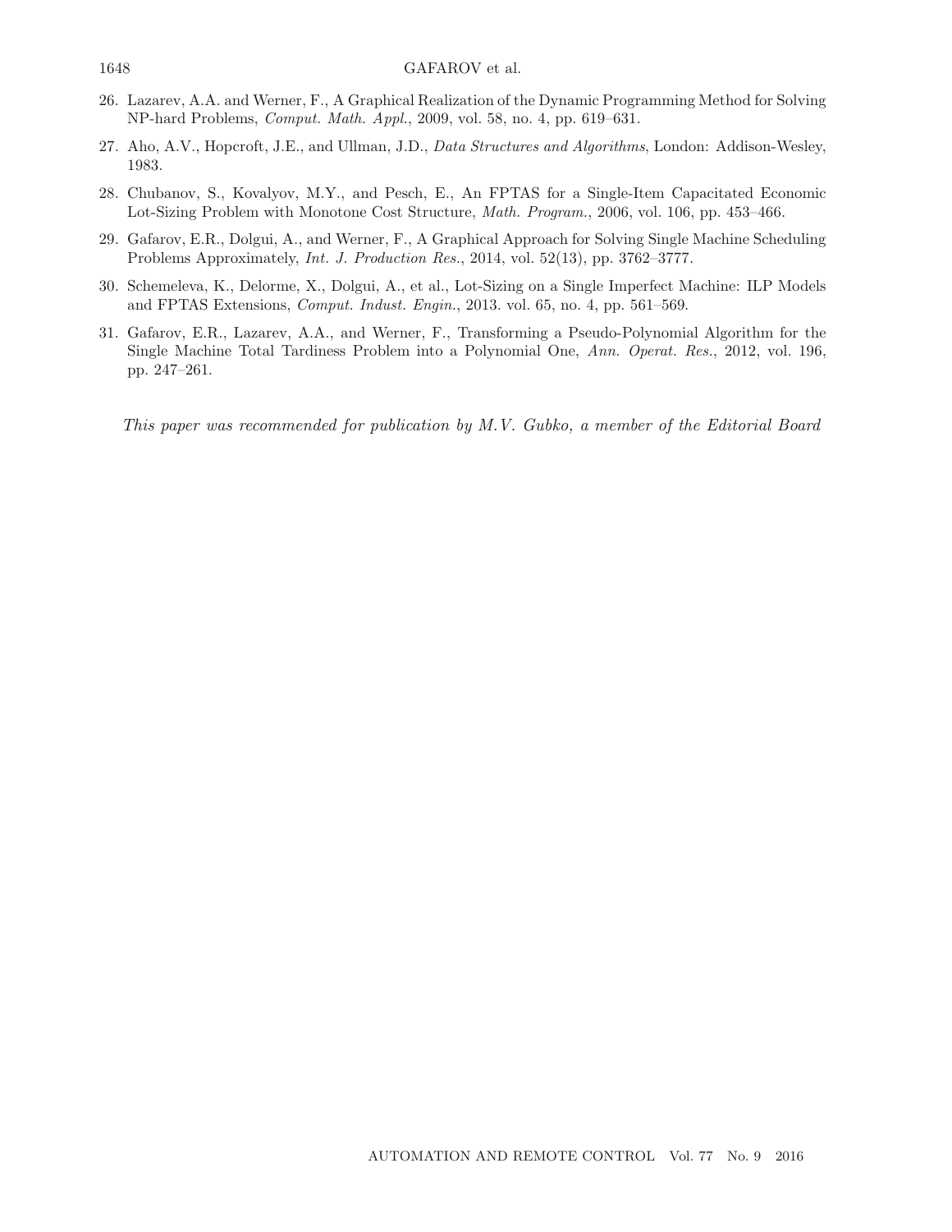26. Lazarev, A.A. and Werner, F., A Graphical Realization of the Dynamic Programming Method for Solving NP-hard Problems, *Comput. Math. Appl.*, 2009, vol. 58, no. 4, pp. 619–631.

27. Aho, A.V., Hopcroft, J.E., and Ullman, J.D., *Data Structures and Algorithms*, London: Addison-Wesley, 1983.

28. Chubanov, S., Kovalyov, M.Y., and Pesch, E., An FPTAS for a Single-Item Capacitated Economic Lot-Sizing Problem with Monotone Cost Structure, *Math. Program.*, 2006, vol. 106, pp. 453–466.

29. Gafarov, E.R., Dolgui, A., and Werner, F., A Graphical Approach for Solving Single Machine Scheduling Problems Approximately, *Int. J. Production Res.*, 2014, vol. 52(13), pp. 3762–3777.

30. Schemeleva, K., Delorme, X., Dolgui, A., et al., Lot-Sizing on a Single Imperfect Machine: ILP Models and FPTAS Extensions, *Comput. Indust. Engin.*, 2013. vol. 65, no. 4, pp. 561–569.

31. Gafarov, E.R., Lazarev, A.A., and Werner, F., Transforming a Pseudo-Polynomial Algorithm for the Single Machine Total Tardiness Problem into a Polynomial One, *Ann. Operat. Res.*, 2012, vol. 196, pp. 247–261.

*This paper was recommended for publication by M.V. Gubko, a member of the Editorial Board*